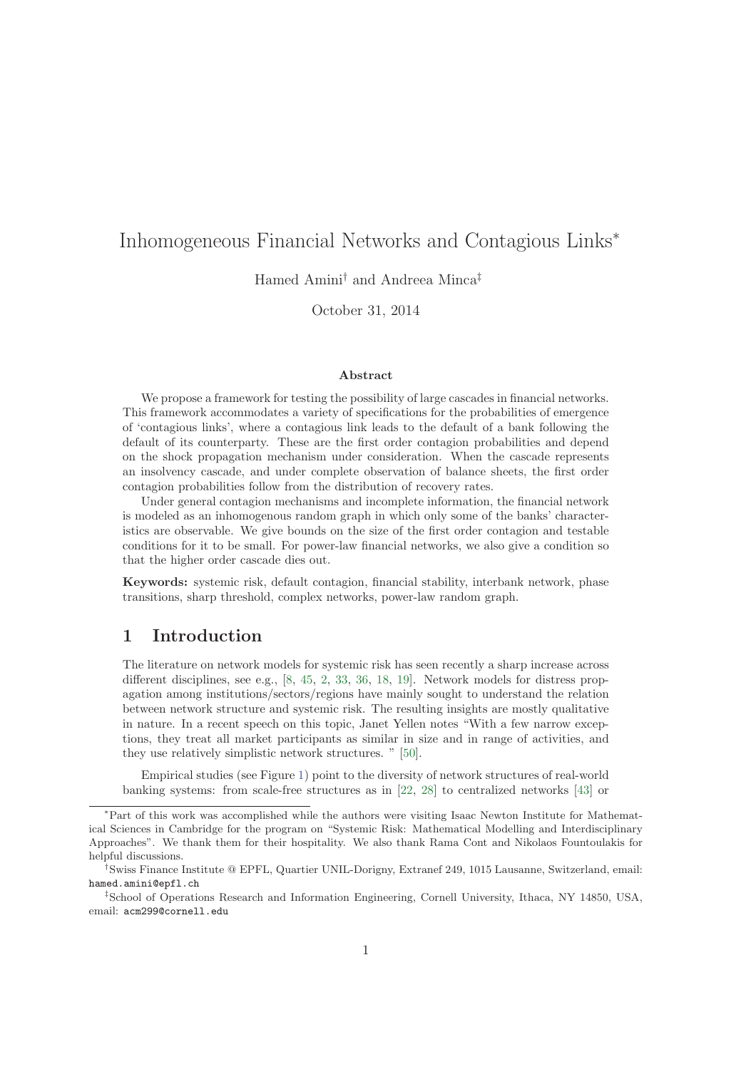# Inhomogeneous Financial Networks and Contagious Links*

Hamed Amini† and Andreea Minca‡

October 31, 2014

### Abstract

We propose a framework for testing the possibility of large cascades in financial networks. This framework accommodates a variety of specifications for the probabilities of emergence of 'contagious links', where a contagious link leads to the default of a bank following the default of its counterparty. These are the first order contagion probabilities and depend on the shock propagation mechanism under consideration. When the cascade represents an insolvency cascade, and under complete observation of balance sheets, the first order contagion probabilities follow from the distribution of recovery rates.

Under general contagion mechanisms and incomplete information, the financial network is modeled as an inhomogenous random graph in which only some of the banks' characteristics are observable. We give bounds on the size of the first order contagion and testable conditions for it to be small. For power-law financial networks, we also give a condition so that the higher order cascade dies out.

**Keywords:** systemic risk, default contagion, financial stability, interbank network, phase transitions, sharp threshold, complex networks, power-law random graph.

## 1 Introduction

The literature on network models for systemic risk has seen recently a sharp increase across different disciplines, see e.g., [8, 45, 2, 33, 36, 18, 19]. Network models for distress propagation among institutions/sectors/regions have mainly sought to understand the relation between network structure and systemic risk. The resulting insights are mostly qualitative in nature. In a recent speech on this topic, Janet Yellen notes "With a few narrow exceptions, they treat all market participants as similar in size and in range of activities, and they use relatively simplistic network structures. " [50].

Empirical studies (see Figure 1) point to the diversity of network structures of real-world banking systems: from scale-free structures as in [22, 28] to centralized networks [43] or

---

*Part of this work was accomplished while the authors were visiting Isaac Newton Institute for Mathematical Sciences in Cambridge for the program on "Systemic Risk: Mathematical Modelling and Interdisciplinary Approaches". We thank them for their hospitality. We also thank Rama Cont and Nikolaos Fountoulakis for helpful discussions.

†Swiss Finance Institute @ EPFL, Quartier UNIL-Dorigny, Extranef 249, 1015 Lausanne, Switzerland, email: hamed.amini@epfl.ch

‡School of Operations Research and Information Engineering, Cornell University, Ithaca, NY 14850, USA, email: acm299@cornell.edu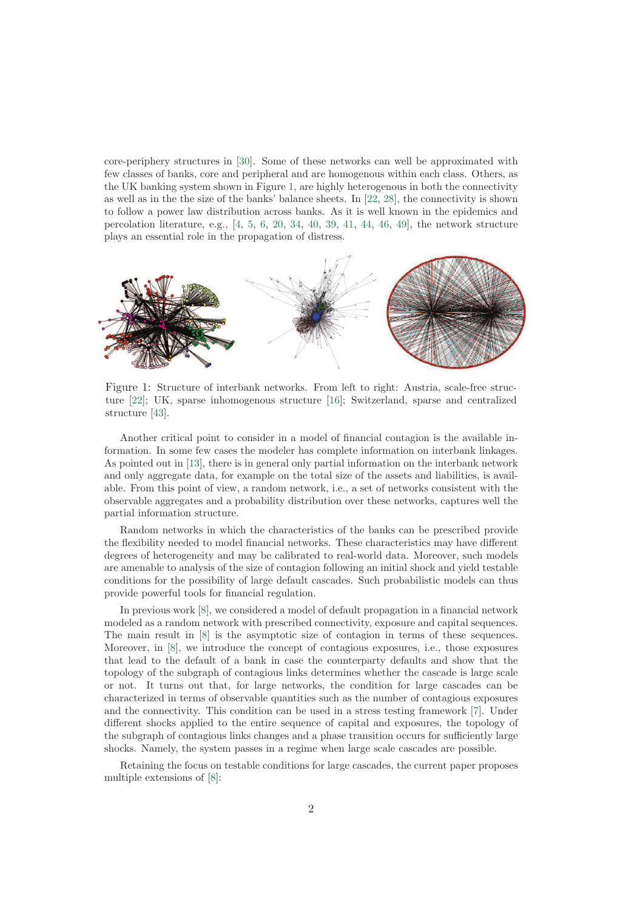core-periphery structures in [30]. Some of these networks can well be approximated with few classes of banks, core and peripheral and are homogenous within each class. Others, as the UK banking system shown in Figure 1, are highly heterogenous in both the connectivity as well as in the the size of the banks' balance sheets. In [22, 28], the connectivity is shown to follow a power law distribution across banks. As it is well known in the epidemics and percolation literature, e.g., [4, 5, 6, 20, 34, 40, 39, 41, 44, 46, 49], the network structure plays an essential role in the propagation of distress.

Figure 1: Structure of interbank networks. From left to right: Austria, scale-free structure [22]; UK, sparse inhomogenous structure [16]; Switzerland, sparse and centralized structure [43].

Another critical point to consider in a model of financial contagion is the available information. In some few cases the modeler has complete information on interbank linkages. As pointed out in [13], there is in general only partial information on the interbank network and only aggregate data, for example on the total size of the assets and liabilities, is available. From this point of view, a random network, i.e., a set of networks consistent with the observable aggregates and a probability distribution over these networks, captures well the partial information structure.

Random networks in which the characteristics of the banks can be prescribed provide the flexibility needed to model financial networks. These characteristics may have different degrees of heterogeneity and may be calibrated to real-world data. Moreover, such models are amenable to analysis of the size of contagion following an initial shock and yield testable conditions for the possibility of large default cascades. Such probabilistic models can thus provide powerful tools for financial regulation.

In previous work [8], we considered a model of default propagation in a financial network modeled as a random network with prescribed connectivity, exposure and capital sequences. The main result in [8] is the asymptotic size of contagion in terms of these sequences. Moreover, in [8], we introduce the concept of contagious exposures, i.e., those exposures that lead to the default of a bank in case the counterparty defaults and show that the topology of the subgraph of contagious links determines whether the cascade is large scale or not. It turns out that, for large networks, the condition for large cascades can be characterized in terms of observable quantities such as the number of contagious exposures and the connectivity. This condition can be used in a stress testing framework [7]. Under different shocks applied to the entire sequence of capital and exposures, the topology of the subgraph of contagious links changes and a phase transition occurs for sufficiently large shocks. Namely, the system passes in a regime when large scale cascades are possible.

Retaining the focus on testable conditions for large cascades, the current paper proposes multiple extensions of [8]: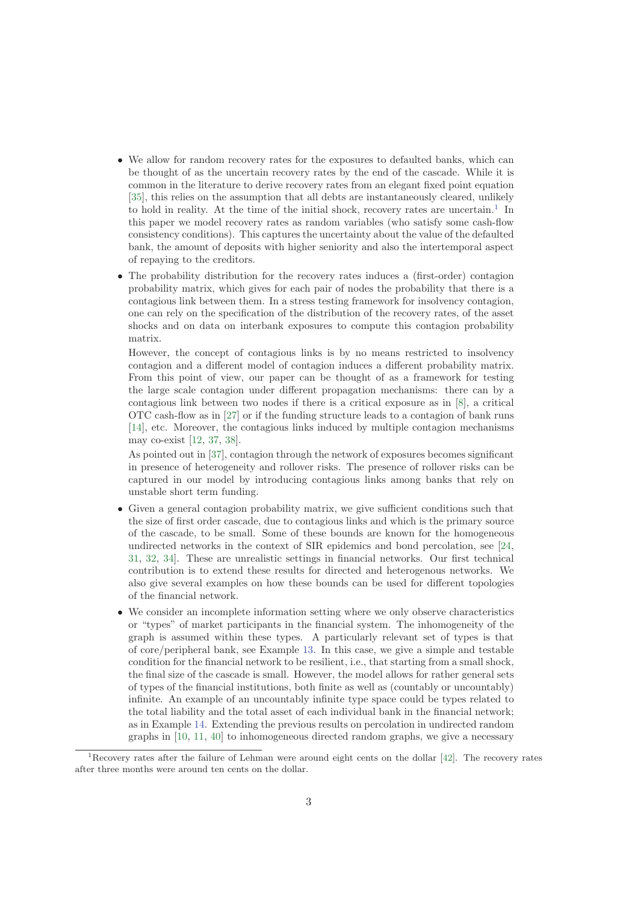- We allow for random recovery rates for the exposures to defaulted banks, which can be thought of as the uncertain recovery rates by the end of the cascade. While it is common in the literature to derive recovery rates from an elegant fixed point equation [35], this relies on the assumption that all debts are instantaneously cleared, unlikely to hold in reality. At the time of the initial shock, recovery rates are uncertain.[1] In this paper we model recovery rates as random variables (who satisfy some cash-flow consistency conditions). This captures the uncertainty about the value of the defaulted bank, the amount of deposits with higher seniority and also the intertemporal aspect of repaying to the creditors.
- The probability distribution for the recovery rates induces a (first-order) contagion probability matrix, which gives for each pair of nodes the probability that there is a contagious link between them. In a stress testing framework for insolvency contagion, one can rely on the specification of the distribution of the recovery rates, of the asset shocks and on data on interbank exposures to compute this contagion probability matrix.

  However, the concept of contagious links is by no means restricted to insolvency contagion and a different model of contagion induces a different probability matrix. From this point of view, our paper can be thought of as a framework for testing the large scale contagion under different propagation mechanisms: there can by a contagious link between two nodes if there is a critical exposure as in [8], a critical OTC cash-flow as in [27] or if the funding structure leads to a contagion of bank runs [14], etc. Moreover, the contagious links induced by multiple contagion mechanisms may co-exist [12, 37, 38].

  As pointed out in [37], contagion through the network of exposures becomes significant in presence of heterogeneity and rollover risks. The presence of rollover risks can be captured in our model by introducing contagious links among banks that rely on unstable short term funding.
- Given a general contagion probability matrix, we give sufficient conditions such that the size of first order cascade, due to contagious links and which is the primary source of the cascade, to be small. Some of these bounds are known for the homogeneous undirected networks in the context of SIR epidemics and bond percolation, see [24, 31, 32, 34]. These are unrealistic settings in financial networks. Our first technical contribution is to extend these results for directed and heterogenous networks. We also give several examples on how these bounds can be used for different topologies of the financial network.
- We consider an incomplete information setting where we only observe characteristics or "types" of market participants in the financial system. The inhomogeneity of the graph is assumed within these types. A particularly relevant set of types is that of core/peripheral bank, see Example 13. In this case, we give a simple and testable condition for the financial network to be resilient, i.e., that starting from a small shock, the final size of the cascade is small. However, the model allows for rather general sets of types of the financial institutions, both finite as well as (countably or uncountably) infinite. An example of an uncountably infinite type space could be types related to the total liability and the total asset of each individual bank in the financial network; as in Example 14. Extending the previous results on percolation in undirected random graphs in [10, 11, 40] to inhomogeneous directed random graphs, we give a necessary

[1] Recovery rates after the failure of Lehman were around eight cents on the dollar [42]. The recovery rates after three months were around ten cents on the dollar.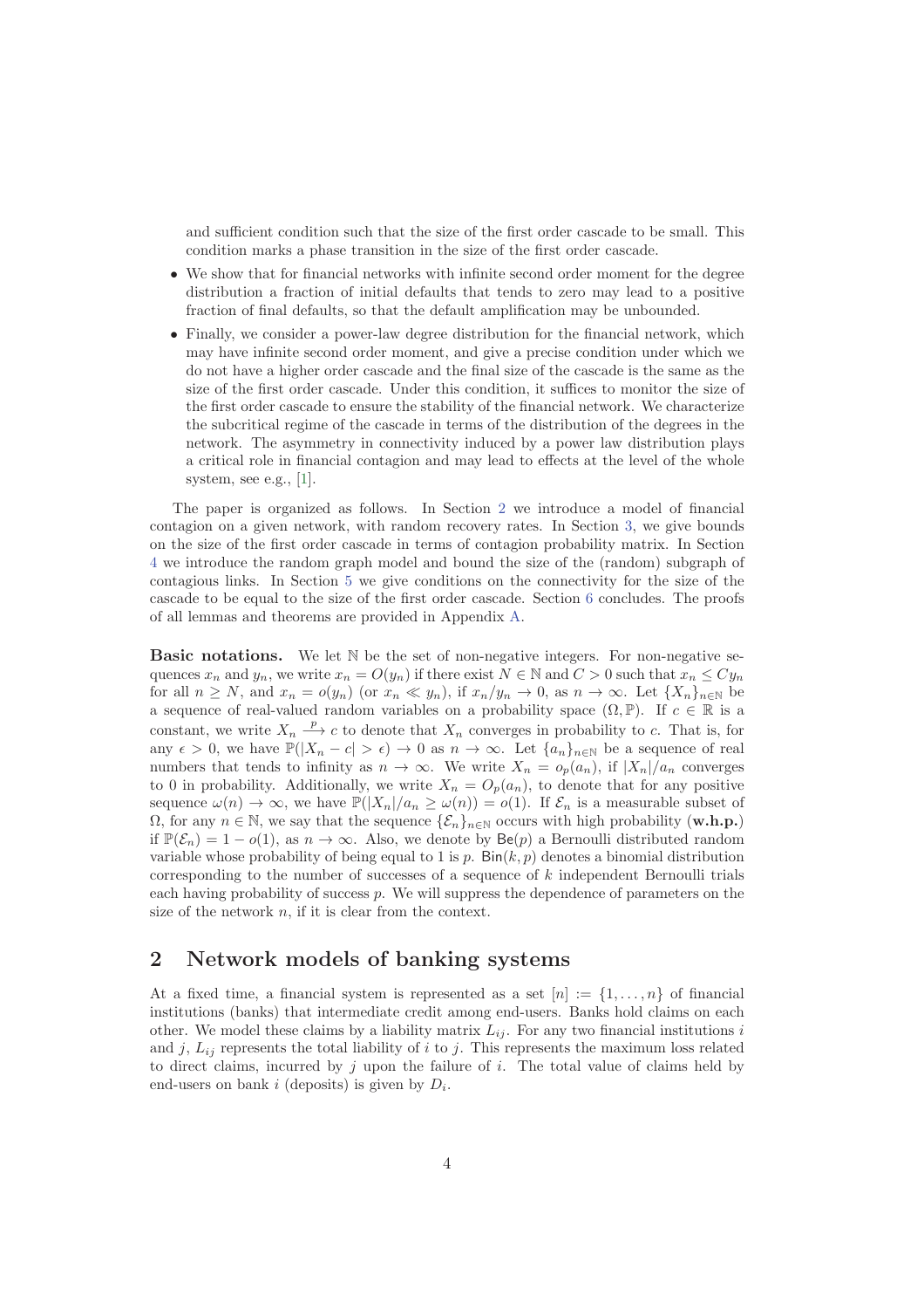and sufficient condition such that the size of the first order cascade to be small. This condition marks a phase transition in the size of the first order cascade.

- We show that for financial networks with infinite second order moment for the degree distribution a fraction of initial defaults that tends to zero may lead to a positive fraction of final defaults, so that the default amplification may be unbounded.
- Finally, we consider a power-law degree distribution for the financial network, which may have infinite second order moment, and give a precise condition under which we do not have a higher order cascade and the final size of the cascade is the same as the size of the first order cascade. Under this condition, it suffices to monitor the size of the first order cascade to ensure the stability of the financial network. We characterize the subcritical regime of the cascade in terms of the distribution of the degrees in the network. The asymmetry in connectivity induced by a power law distribution plays a critical role in financial contagion and may lead to effects at the level of the whole system, see e.g., [1].

The paper is organized as follows. In Section 2 we introduce a model of financial contagion on a given network, with random recovery rates. In Section 3, we give bounds on the size of the first order cascade in terms of contagion probability matrix. In Section 4 we introduce the random graph model and bound the size of the (random) subgraph of contagious links. In Section 5 we give conditions on the connectivity for the size of the cascade to be equal to the size of the first order cascade. Section 6 concludes. The proofs of all lemmas and theorems are provided in Appendix A.

**Basic notations.** We let $\mathbb{N}$ be the set of non-negative integers. For non-negative sequences $x_n$ and $y_n$, we write $x_n = O(y_n)$ if there exist $N \in \mathbb{N}$ and $C > 0$ such that $x_n \leq C y_n$ for all $n \geq N$, and $x_n = o(y_n)$ (or $x_n \ll y_n$), if $x_n/y_n \to 0$, as $n \to \infty$. Let $\{X_n\}_{n\in\mathbb{N}}$ be a sequence of real-valued random variables on a probability space $(\Omega, \mathbb{P})$. If $c \in \mathbb{R}$ is a constant, we write $X_n \xrightarrow{p} c$ to denote that $X_n$ converges in probability to $c$. That is, for any $\epsilon > 0$, we have $\mathbb{P}(|X_n - c| > \epsilon) \to 0$ as $n \to \infty$. Let $\{a_n\}_{n\in\mathbb{N}}$ be a sequence of real numbers that tends to infinity as $n \to \infty$. We write $X_n = o_p(a_n)$, if $|X_n|/a_n$ converges to 0 in probability. Additionally, we write $X_n = O_p(a_n)$, to denote that for any positive sequence $\omega(n) \to \infty$, we have $\mathbb{P}(|X_n|/a_n \geq \omega(n)) = o(1)$. If $\mathcal{E}_n$ is a measurable subset of $\Omega$, for any $n \in \mathbb{N}$, we say that the sequence $\{\mathcal{E}_n\}_{n\in\mathbb{N}}$ occurs with high probability (**w.h.p.**) if $\mathbb{P}(\mathcal{E}_n) = 1 - o(1)$, as $n \to \infty$. Also, we denote by $\mathsf{Be}(p)$ a Bernoulli distributed random variable whose probability of being equal to 1 is $p$. $\mathsf{Bin}(k, p)$ denotes a binomial distribution corresponding to the number of successes of a sequence of $k$ independent Bernoulli trials each having probability of success $p$. We will suppress the dependence of parameters on the size of the network $n$, if it is clear from the context.

## 2 Network models of banking systems

At a fixed time, a financial system is represented as a set $[n] := \{1, \ldots, n\}$ of financial institutions (banks) that intermediate credit among end-users. Banks hold claims on each other. We model these claims by a liability matrix $L_{ij}$. For any two financial institutions $i$ and $j$, $L_{ij}$ represents the total liability of $i$ to $j$. This represents the maximum loss related to direct claims, incurred by $j$ upon the failure of $i$. The total value of claims held by end-users on bank $i$ (deposits) is given by $D_i$.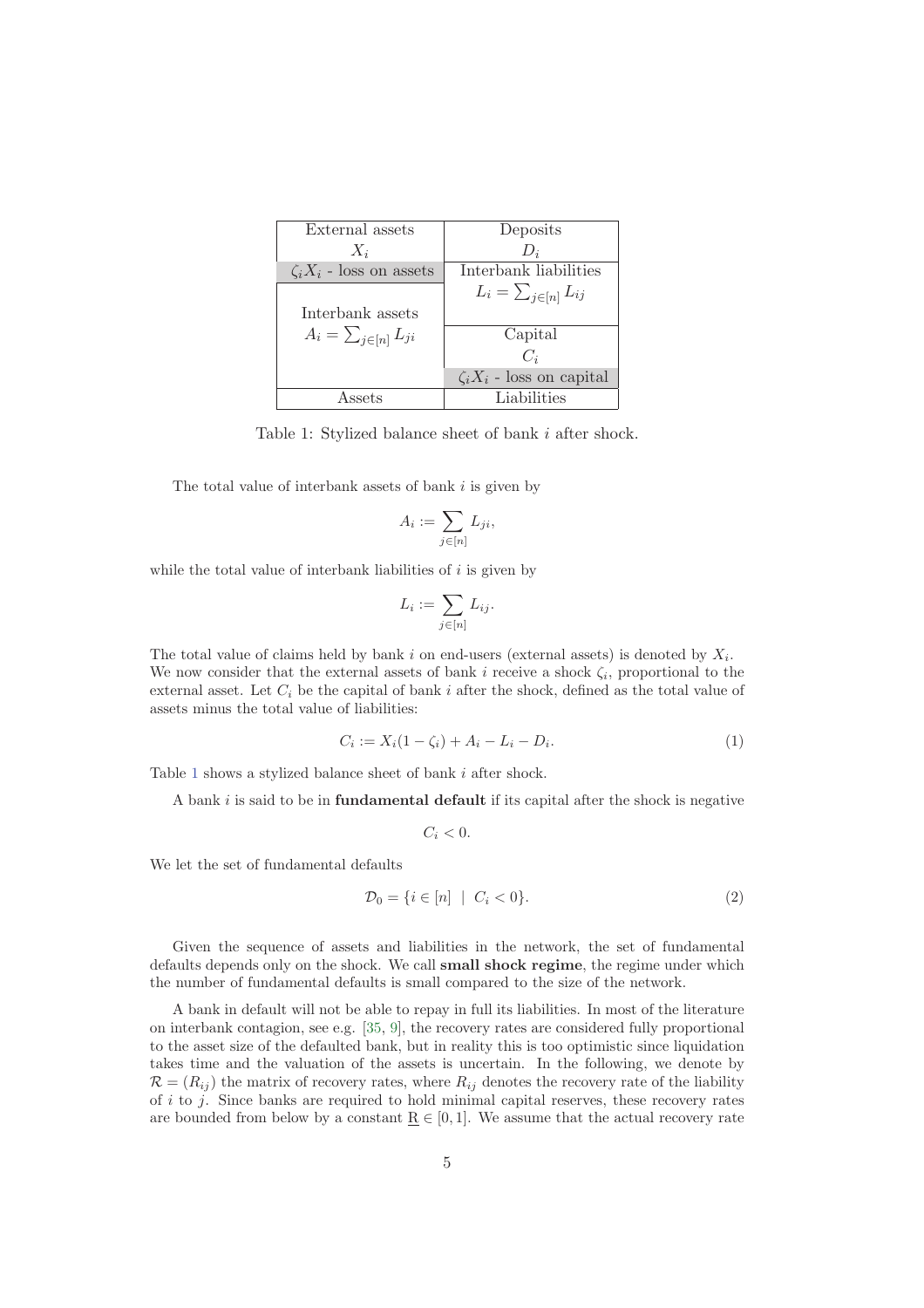| External assets | Deposits |
|---|---|
| $X_i$ | $D_i$ |
| $\zeta_i X_i$ - loss on assets | Interbank liabilities $L_i = \sum_{j\in[n]} L_{ij}$ |
| Interbank assets $A_i = \sum_{j\in[n]} L_{ji}$ | Capital $C_i$ |
| | $\zeta_i X_i$ - loss on capital |
| Assets | Liabilities |

Table 1: Stylized balance sheet of bank $i$ after shock.

The total value of interbank assets of bank $i$ is given by

$$A_i := \sum_{j\in[n]} L_{ji},$$

while the total value of interbank liabilities of $i$ is given by

$$L_i := \sum_{j\in[n]} L_{ij}.$$

The total value of claims held by bank $i$ on end-users (external assets) is denoted by $X_i$. We now consider that the external assets of bank $i$ receive a shock $\zeta_i$, proportional to the external asset. Let $C_i$ be the capital of bank $i$ after the shock, defined as the total value of assets minus the total value of liabilities:

$$C_i := X_i(1-\zeta_i) + A_i - L_i - D_i. \tag{1}$$

Table 1 shows a stylized balance sheet of bank $i$ after shock.

A bank $i$ is said to be in **fundamental default** if its capital after the shock is negative

$$C_i < 0.$$

We let the set of fundamental defaults

$$\mathcal{D}_0 = \{i \in [n] \mid C_i < 0\}. \tag{2}$$

Given the sequence of assets and liabilities in the network, the set of fundamental defaults depends only on the shock. We call **small shock regime**, the regime under which the number of fundamental defaults is small compared to the size of the network.

A bank in default will not be able to repay in full its liabilities. In most of the literature on interbank contagion, see e.g. [35, 9], the recovery rates are considered fully proportional to the asset size of the defaulted bank, but in reality this is too optimistic since liquidation takes time and the valuation of the assets is uncertain. In the following, we denote by $\mathcal{R} = (R_{ij})$ the matrix of recovery rates, where $R_{ij}$ denotes the recovery rate of the liability of $i$ to $j$. Since banks are required to hold minimal capital reserves, these recovery rates are bounded from below by a constant $\underline{\mathrm{R}} \in [0,1]$. We assume that the actual recovery rate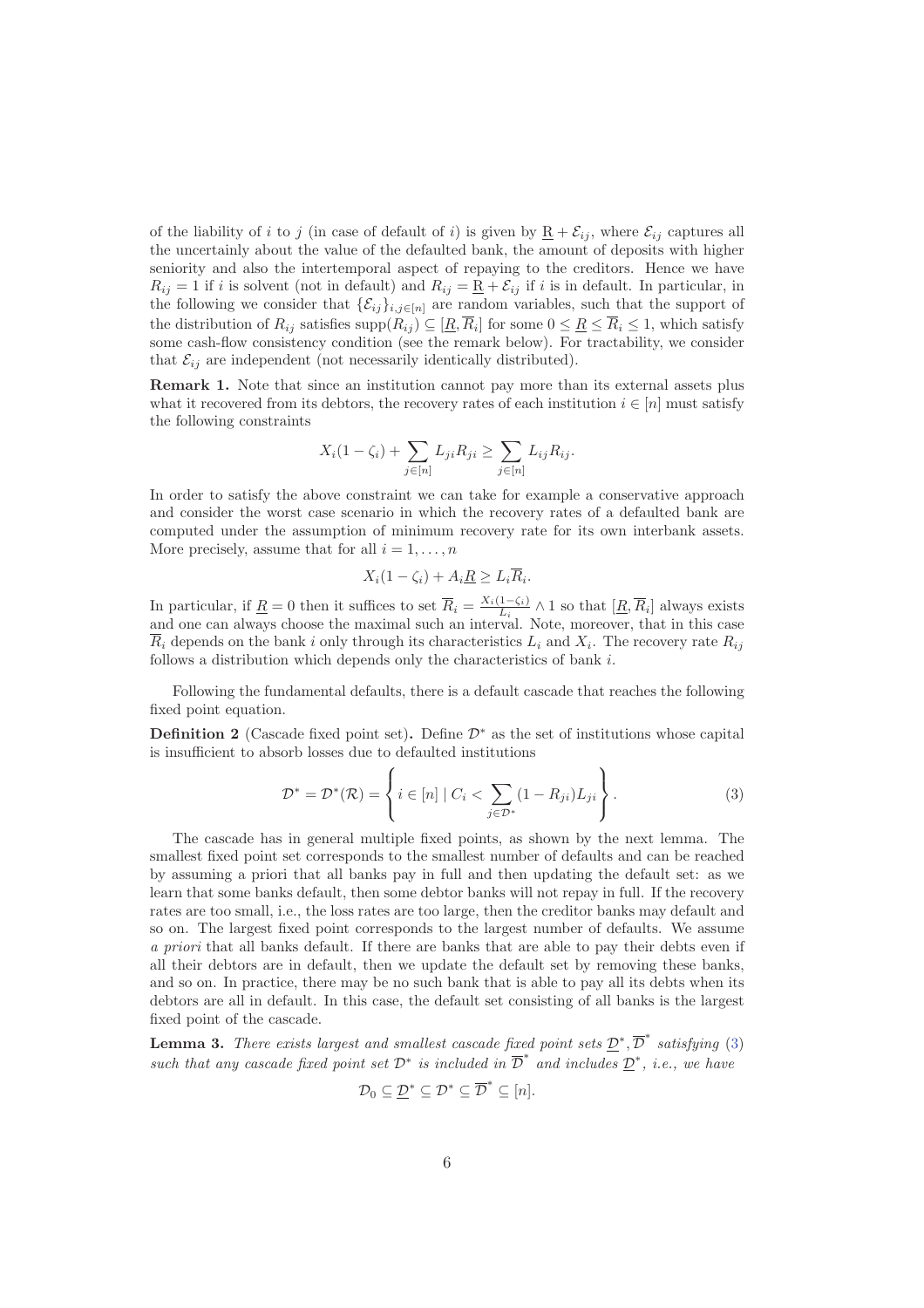of the liability of $i$ to $j$ (in case of default of $i$) is given by $\underline{\mathrm{R}} + \mathcal{E}_{ij}$, where $\mathcal{E}_{ij}$ captures all the uncertainly about the value of the defaulted bank, the amount of deposits with higher seniority and also the intertemporal aspect of repaying to the creditors. Hence we have $R_{ij} = 1$ if $i$ is solvent (not in default) and $R_{ij} = \underline{\mathrm{R}} + \mathcal{E}_{ij}$ if $i$ is in default. In particular, in the following we consider that $\{\mathcal{E}_{ij}\}_{i,j\in[n]}$ are random variables, such that the support of the distribution of $R_{ij}$ satisfies $\mathrm{supp}(R_{ij}) \subseteq [\underline{R}, \overline{R}_i]$ for some $0 \le \underline{R} \le \overline{R}_i \le 1$, which satisfy some cash-flow consistency condition (see the remark below). For tractability, we consider that $\mathcal{E}_{ij}$ are independent (not necessarily identically distributed).

**Remark 1.** Note that since an institution cannot pay more than its external assets plus what it recovered from its debtors, the recovery rates of each institution $i \in [n]$ must satisfy the following constraints

$$X_i(1-\zeta_i) + \sum_{j\in[n]} L_{ji}R_{ji} \ge \sum_{j\in[n]} L_{ij}R_{ij}.$$

In order to satisfy the above constraint we can take for example a conservative approach and consider the worst case scenario in which the recovery rates of a defaulted bank are computed under the assumption of minimum recovery rate for its own interbank assets. More precisely, assume that for all $i = 1, \ldots, n$

$$X_i(1-\zeta_i) + A_i\underline{R} \ge L_i\overline{R}_i.$$

In particular, if $\underline{R} = 0$ then it suffices to set $\overline{R}_i = \frac{X_i(1-\zeta_i)}{L_i} \wedge 1$ so that $[\underline{R}, \overline{R}_i]$ always exists and one can always choose the maximal such an interval. Note, moreover, that in this case $\overline{R}_i$ depends on the bank $i$ only through its characteristics $L_i$ and $X_i$. The recovery rate $R_{ij}$ follows a distribution which depends only the characteristics of bank $i$.

Following the fundamental defaults, there is a default cascade that reaches the following fixed point equation.

**Definition 2** (Cascade fixed point set)**.** Define $\mathcal{D}^*$ as the set of institutions whose capital is insufficient to absorb losses due to defaulted institutions

$$\mathcal{D}^* = \mathcal{D}^*(\mathcal{R}) = \left\{ i \in [n] \mid C_i < \sum_{j\in\mathcal{D}^*} (1-R_{ji})L_{ji} \right\}. \tag{3}$$

The cascade has in general multiple fixed points, as shown by the next lemma. The smallest fixed point set corresponds to the smallest number of defaults and can be reached by assuming a priori that all banks pay in full and then updating the default set: as we learn that some banks default, then some debtor banks will not repay in full. If the recovery rates are too small, i.e., the loss rates are too large, then the creditor banks may default and so on. The largest fixed point corresponds to the largest number of defaults. We assume *a priori* that all banks default. If there are banks that are able to pay their debts even if all their debtors are in default, then we update the default set by removing these banks, and so on. In practice, there may be no such bank that is able to pay all its debts when its debtors are all in default. In this case, the default set consisting of all banks is the largest fixed point of the cascade.

**Lemma 3.** *There exists largest and smallest cascade fixed point sets $\underline{\mathcal{D}}^*, \overline{\mathcal{D}}^*$ satisfying (3) such that any cascade fixed point set $\mathcal{D}^*$ is included in $\overline{\mathcal{D}}^*$ and includes $\underline{\mathcal{D}}^*$, i.e., we have*

$$\mathcal{D}_0 \subseteq \underline{\mathcal{D}}^* \subseteq \mathcal{D}^* \subseteq \overline{\mathcal{D}}^* \subseteq [n].$$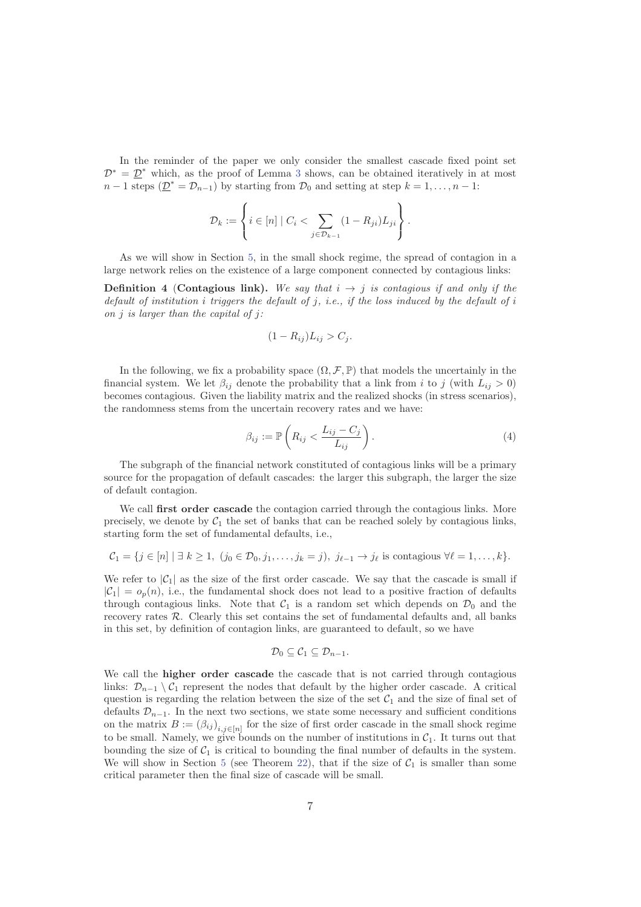In the reminder of the paper we only consider the smallest cascade fixed point set $\mathcal{D}^* = \underline{\mathcal{D}}^*$ which, as the proof of Lemma 3 shows, can be obtained iteratively in at most $n-1$ steps ($\underline{\mathcal{D}}^* = \mathcal{D}_{n-1}$) by starting from $\mathcal{D}_0$ and setting at step $k = 1, \ldots, n-1$:

$$\mathcal{D}_k := \left\{ i \in [n] \mid C_i < \sum_{j \in \mathcal{D}_{k-1}} (1 - R_{ji}) L_{ji} \right\}.$$

As we will show in Section 5, in the small shock regime, the spread of contagion in a large network relies on the existence of a large component connected by contagious links:

**Definition 4** (**Contagious link**). *We say that $i \to j$ is contagious if and only if the default of institution $i$ triggers the default of $j$, i.e., if the loss induced by the default of $i$ on $j$ is larger than the capital of $j$:*

$$(1 - R_{ij}) L_{ij} > C_j.$$

In the following, we fix a probability space $(\Omega, \mathcal{F}, \mathbb{P})$ that models the uncertainly in the financial system. We let $\beta_{ij}$ denote the probability that a link from $i$ to $j$ (with $L_{ij} > 0$) becomes contagious. Given the liability matrix and the realized shocks (in stress scenarios), the randomness stems from the uncertain recovery rates and we have:

$$\beta_{ij} := \mathbb{P}\left( R_{ij} < \frac{L_{ij} - C_j}{L_{ij}} \right). \tag{4}$$

The subgraph of the financial network constituted of contagious links will be a primary source for the propagation of default cascades: the larger this subgraph, the larger the size of default contagion.

We call **first order cascade** the contagion carried through the contagious links. More precisely, we denote by $\mathcal{C}_1$ the set of banks that can be reached solely by contagious links, starting form the set of fundamental defaults, i.e.,

$$\mathcal{C}_1 = \{ j \in [n] \mid \exists\, k \geq 1,\ (j_0 \in \mathcal{D}_0, j_1, \ldots, j_k = j),\ j_{\ell-1} \to j_\ell \text{ is contagious } \forall \ell = 1, \ldots, k \}.$$

We refer to $|\mathcal{C}_1|$ as the size of the first order cascade. We say that the cascade is small if $|\mathcal{C}_1| = o_p(n)$, i.e., the fundamental shock does not lead to a positive fraction of defaults through contagious links. Note that $\mathcal{C}_1$ is a random set which depends on $\mathcal{D}_0$ and the recovery rates $\mathcal{R}$. Clearly this set contains the set of fundamental defaults and, all banks in this set, by definition of contagion links, are guaranteed to default, so we have

$$\mathcal{D}_0 \subseteq \mathcal{C}_1 \subseteq \mathcal{D}_{n-1}.$$

We call the **higher order cascade** the cascade that is not carried through contagious links: $\mathcal{D}_{n-1} \setminus \mathcal{C}_1$ represent the nodes that default by the higher order cascade. A critical question is regarding the relation between the size of the set $\mathcal{C}_1$ and the size of final set of defaults $\mathcal{D}_{n-1}$. In the next two sections, we state some necessary and sufficient conditions on the matrix $B := (\beta_{ij})_{i,j \in [n]}$ for the size of first order cascade in the small shock regime to be small. Namely, we give bounds on the number of institutions in $\mathcal{C}_1$. It turns out that bounding the size of $\mathcal{C}_1$ is critical to bounding the final number of defaults in the system. We will show in Section 5 (see Theorem 22), that if the size of $\mathcal{C}_1$ is smaller than some critical parameter then the final size of cascade will be small.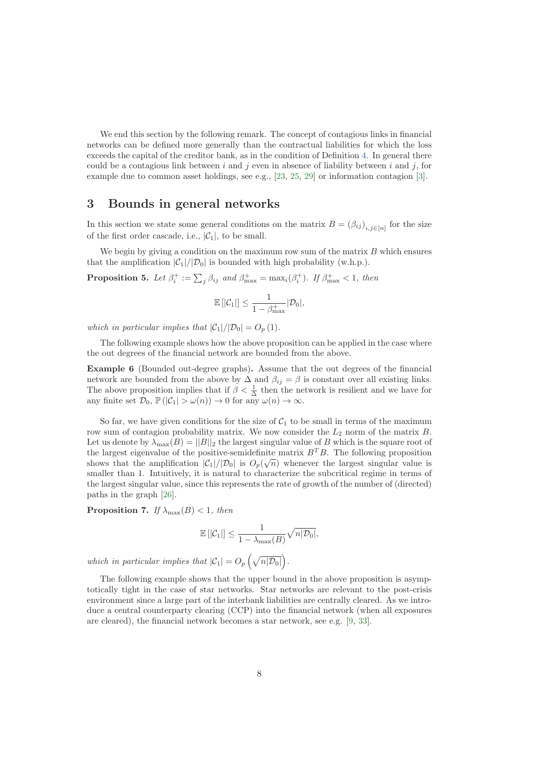We end this section by the following remark. The concept of contagious links in financial networks can be defined more generally than the contractual liabilities for which the loss exceeds the capital of the creditor bank, as in the condition of Definition 4. In general there could be a contagious link between $i$ and $j$ even in absence of liability between $i$ and $j$, for example due to common asset holdings, see e.g., [23, 25, 29] or information contagion [3].

# 3 Bounds in general networks

In this section we state some general conditions on the matrix $B = (\beta_{ij})_{i,j\in[n]}$ for the size of the first order cascade, i.e., $|\mathcal{C}_1|$, to be small.

We begin by giving a condition on the maximum row sum of the matrix $B$ which ensures that the amplification $|\mathcal{C}_1|/|\mathcal{D}_0|$ is bounded with high probability (w.h.p.).

**Proposition 5.** *Let $\beta_i^+ := \sum_j \beta_{ij}$ and $\beta_{\max}^+ = \max_i(\beta_i^+)$. If $\beta_{\max}^+ < 1$, then*

$$\mathbb{E}\left[|\mathcal{C}_1|\right] \leq \frac{1}{1-\beta_{\max}^+}|\mathcal{D}_0|,$$

*which in particular implies that $|\mathcal{C}_1|/|\mathcal{D}_0| = O_p(1)$.*

The following example shows how the above proposition can be applied in the case where the out degrees of the financial network are bounded from the above.

**Example 6** (Bounded out-degree graphs)**.** Assume that the out degrees of the financial network are bounded from the above by $\Delta$ and $\beta_{ij} = \beta$ is constant over all existing links. The above proposition implies that if $\beta < \frac{1}{\Delta}$ then the network is resilient and we have for any finite set $\mathcal{D}_0$, $\mathbb{P}\left(|\mathcal{C}_1| > \omega(n)\right) \to 0$ for any $\omega(n) \to \infty$.

So far, we have given conditions for the size of $\mathcal{C}_1$ to be small in terms of the maximum row sum of contagion probability matrix. We now consider the $L_2$ norm of the matrix $B$. Let us denote by $\lambda_{\max}(B) = ||B||_2$ the largest singular value of $B$ which is the square root of the largest eigenvalue of the positive-semidefinite matrix $B^TB$. The following proposition shows that the amplification $|\mathcal{C}_1|/|\mathcal{D}_0|$ is $O_p(\sqrt{n})$ whenever the largest singular value is smaller than 1. Intuitively, it is natural to characterize the subcritical regime in terms of the largest singular value, since this represents the rate of growth of the number of (directed) paths in the graph [26].

**Proposition 7.** *If $\lambda_{\max}(B) < 1$, then*

$$\mathbb{E}\left[|\mathcal{C}_1|\right] \leq \frac{1}{1-\lambda_{\max}(B)}\sqrt{n|\mathcal{D}_0|},$$

*which in particular implies that $|\mathcal{C}_1| = O_p\left(\sqrt{n|\mathcal{D}_0|}\right)$.*

The following example shows that the upper bound in the above proposition is asymptotically tight in the case of star networks. Star networks are relevant to the post-crisis environment since a large part of the interbank liabilities are centrally cleared. As we introduce a central counterparty clearing (CCP) into the financial network (when all exposures are cleared), the financial network becomes a star network, see e.g. [9, 33].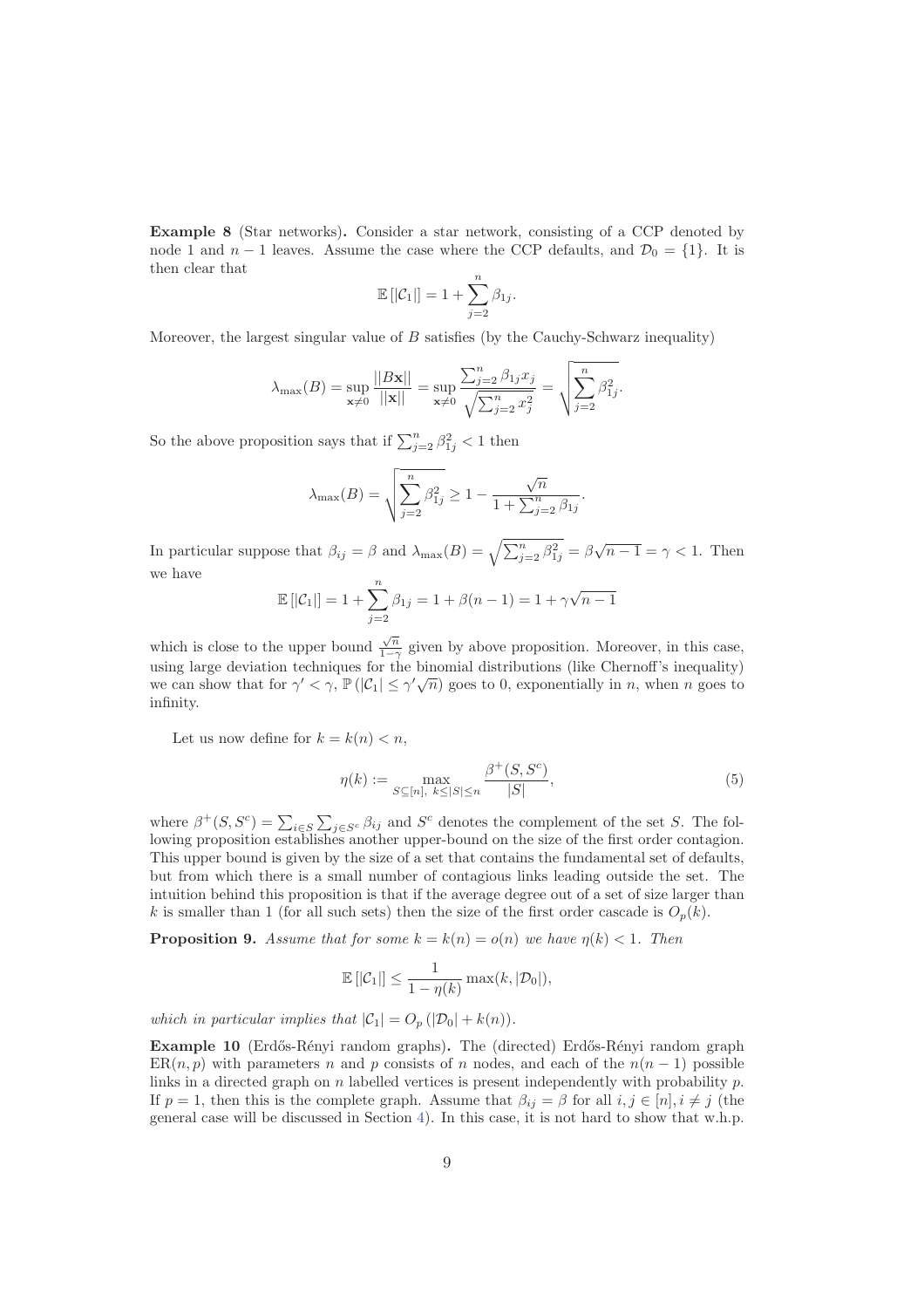**Example 8** (Star networks)**.** Consider a star network, consisting of a CCP denoted by node 1 and $n-1$ leaves. Assume the case where the CCP defaults, and $\mathcal{D}_0 = \{1\}$. It is then clear that

$$\mathbb{E}\left[|\mathcal{C}_1|\right] = 1 + \sum_{j=2}^{n} \beta_{1j}.$$

Moreover, the largest singular value of $B$ satisfies (by the Cauchy-Schwarz inequality)

$$\lambda_{\max}(B) = \sup_{\mathbf{x} \neq 0} \frac{||B\mathbf{x}||}{||\mathbf{x}||} = \sup_{\mathbf{x} \neq 0} \frac{\sum_{j=2}^{n} \beta_{1j} x_j}{\sqrt{\sum_{j=2}^{n} x_j^2}} = \sqrt{\sum_{j=2}^{n} \beta_{1j}^2}.$$

So the above proposition says that if $\sum_{j=2}^{n} \beta_{1j}^2 < 1$ then

$$\lambda_{\max}(B) = \sqrt{\sum_{j=2}^{n} \beta_{1j}^2} \geq 1 - \frac{\sqrt{n}}{1 + \sum_{j=2}^{n} \beta_{1j}}.$$

In particular suppose that $\beta_{ij} = \beta$ and $\lambda_{\max}(B) = \sqrt{\sum_{j=2}^{n} \beta_{1j}^2} = \beta\sqrt{n-1} = \gamma < 1$. Then we have

$$\mathbb{E}\left[|\mathcal{C}_1|\right] = 1 + \sum_{j=2}^{n} \beta_{1j} = 1 + \beta(n-1) = 1 + \gamma\sqrt{n-1}$$

which is close to the upper bound $\frac{\sqrt{n}}{1-\gamma}$ given by above proposition. Moreover, in this case, using large deviation techniques for the binomial distributions (like Chernoff's inequality) we can show that for $\gamma' < \gamma$, $\mathbb{P}\left(|\mathcal{C}_1| \leq \gamma'\sqrt{n}\right)$ goes to 0, exponentially in $n$, when $n$ goes to infinity.

Let us now define for $k = k(n) < n$,

$$\eta(k) := \max_{S \subseteq [n],\ k \leq |S| \leq n} \frac{\beta^+(S, S^c)}{|S|}, \tag{5}$$

where $\beta^+(S, S^c) = \sum_{i \in S} \sum_{j \in S^c} \beta_{ij}$ and $S^c$ denotes the complement of the set $S$. The following proposition establishes another upper-bound on the size of the first order contagion. This upper bound is given by the size of a set that contains the fundamental set of defaults, but from which there is a small number of contagious links leading outside the set. The intuition behind this proposition is that if the average degree out of a set of size larger than $k$ is smaller than 1 (for all such sets) then the size of the first order cascade is $O_p(k)$.

**Proposition 9.** *Assume that for some $k = k(n) = o(n)$ we have $\eta(k) < 1$. Then*

$$\mathbb{E}\left[|\mathcal{C}_1|\right] \leq \frac{1}{1 - \eta(k)} \max(k, |\mathcal{D}_0|),$$

*which in particular implies that $|\mathcal{C}_1| = O_p\left(|\mathcal{D}_0| + k(n)\right)$.*

**Example 10** (Erdős-Rényi random graphs)**.** The (directed) Erdős-Rényi random graph $\mathrm{ER}(n, p)$ with parameters $n$ and $p$ consists of $n$ nodes, and each of the $n(n-1)$ possible links in a directed graph on $n$ labelled vertices is present independently with probability $p$. If $p = 1$, then this is the complete graph. Assume that $\beta_{ij} = \beta$ for all $i, j \in [n], i \neq j$ (the general case will be discussed in Section 4). In this case, it is not hard to show that w.h.p.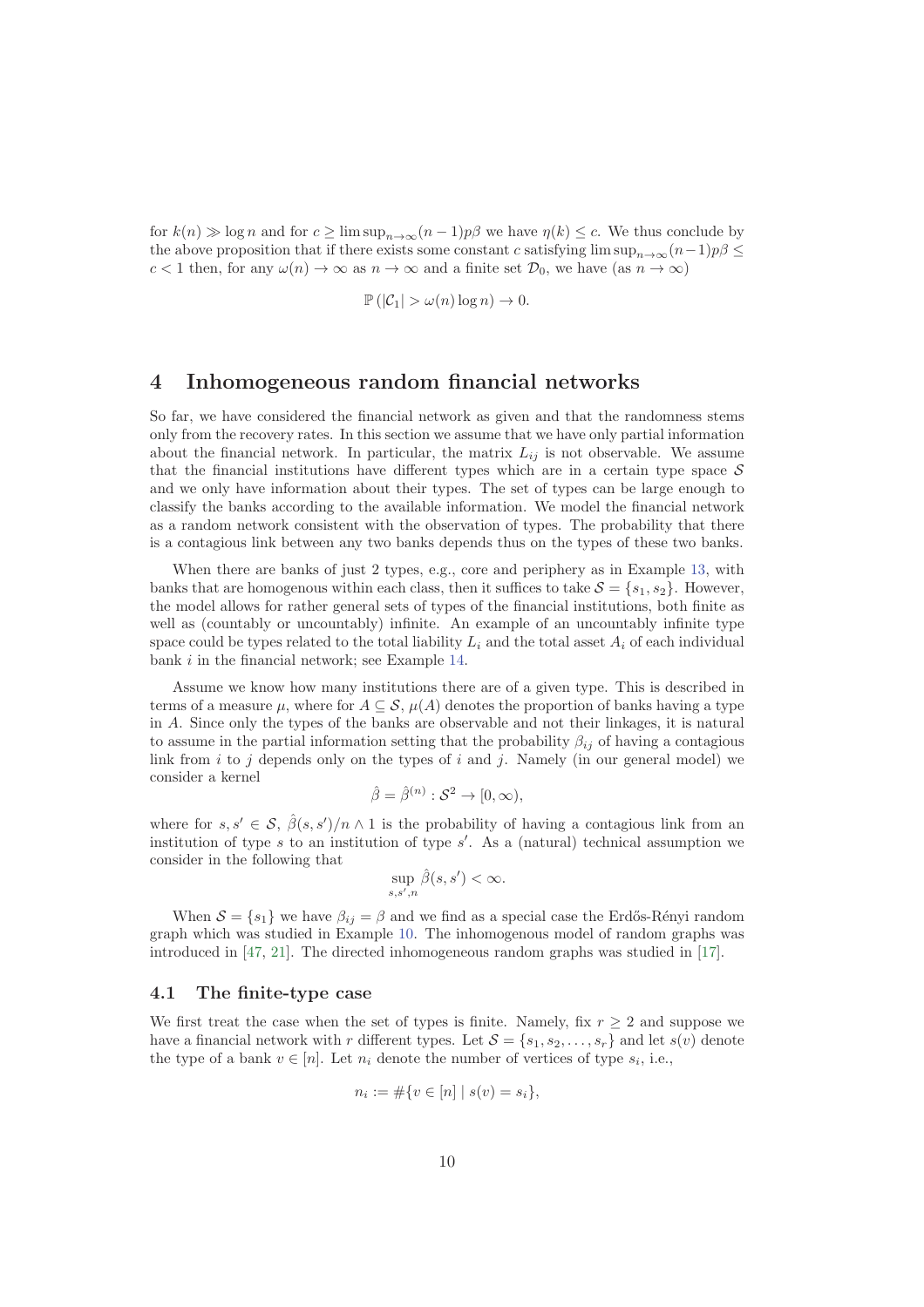for $k(n) \gg \log n$ and for $c \geq \limsup_{n\to\infty}(n-1)p\beta$ we have $\eta(k) \leq c$. We thus conclude by the above proposition that if there exists some constant $c$ satisfying $\limsup_{n\to\infty}(n-1)p\beta \leq c < 1$ then, for any $\omega(n) \to \infty$ as $n \to \infty$ and a finite set $\mathcal{D}_0$, we have (as $n \to \infty$)

$$\mathbb{P}\left(|\mathcal{C}_1| > \omega(n) \log n\right) \to 0.$$

# 4 Inhomogeneous random financial networks

So far, we have considered the financial network as given and that the randomness stems only from the recovery rates. In this section we assume that we have only partial information about the financial network. In particular, the matrix $L_{ij}$ is not observable. We assume that the financial institutions have different types which are in a certain type space $\mathcal{S}$ and we only have information about their types. The set of types can be large enough to classify the banks according to the available information. We model the financial network as a random network consistent with the observation of types. The probability that there is a contagious link between any two banks depends thus on the types of these two banks.

When there are banks of just 2 types, e.g., core and periphery as in Example 13, with banks that are homogenous within each class, then it suffices to take $\mathcal{S} = \{s_1, s_2\}$. However, the model allows for rather general sets of types of the financial institutions, both finite as well as (countably or uncountably) infinite. An example of an uncountably infinite type space could be types related to the total liability $L_i$ and the total asset $A_i$ of each individual bank $i$ in the financial network; see Example 14.

Assume we know how many institutions there are of a given type. This is described in terms of a measure $\mu$, where for $A \subseteq \mathcal{S}$, $\mu(A)$ denotes the proportion of banks having a type in $A$. Since only the types of the banks are observable and not their linkages, it is natural to assume in the partial information setting that the probability $\beta_{ij}$ of having a contagious link from $i$ to $j$ depends only on the types of $i$ and $j$. Namely (in our general model) we consider a kernel

$$\hat{\beta} = \hat{\beta}^{(n)} : \mathcal{S}^2 \to [0, \infty),$$

where for $s, s' \in \mathcal{S}$, $\hat{\beta}(s, s')/n \wedge 1$ is the probability of having a contagious link from an institution of type $s$ to an institution of type $s'$. As a (natural) technical assumption we consider in the following that

$$\sup_{s,s',n} \hat{\beta}(s, s') < \infty.$$

When $\mathcal{S} = \{s_1\}$ we have $\beta_{ij} = \beta$ and we find as a special case the Erdős-Rényi random graph which was studied in Example 10. The inhomogenous model of random graphs was introduced in [47, 21]. The directed inhomogeneous random graphs was studied in [17].

## 4.1 The finite-type case

We first treat the case when the set of types is finite. Namely, fix $r \geq 2$ and suppose we have a financial network with $r$ different types. Let $\mathcal{S} = \{s_1, s_2, \ldots, s_r\}$ and let $s(v)$ denote the type of a bank $v \in [n]$. Let $n_i$ denote the number of vertices of type $s_i$, i.e.,

$$n_i := \#\{v \in [n] \mid s(v) = s_i\},$$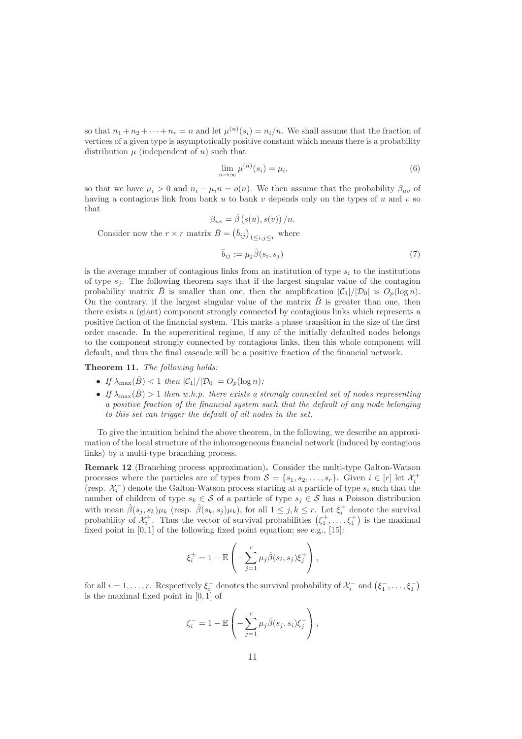so that $n_1 + n_2 + \cdots + n_r = n$ and let $\mu^{(n)}(s_i) = n_i/n$. We shall assume that the fraction of vertices of a given type is asymptotically positive constant which means there is a probability distribution $\mu$ (independent of $n$) such that

$$\lim_{n\to\infty} \mu^{(n)}(s_i) = \mu_i, \tag{6}$$

so that we have $\mu_i > 0$ and $n_i - \mu_i n = o(n)$. We then assume that the probability $\beta_{uv}$ of having a contagious link from bank $u$ to bank $v$ depends only on the types of $u$ and $v$ so that

$$\beta_{uv} = \hat{\beta}\left(s(u), s(v)\right)/n.$$

Consider now the $r \times r$ matrix $\bar{B} = \left(\bar{b}_{ij}\right)_{1\le i,j\le r}$ where

$$\bar{b}_{ij} := \mu_j \hat{\beta}(s_i, s_j) \tag{7}$$

is the average number of contagious links from an institution of type $s_i$ to the institutions of type $s_j$. The following theorem says that if the largest singular value of the contagion probability matrix $\bar{B}$ is smaller than one, then the amplification $|\mathcal{C}_1|/|\mathcal{D}_0|$ is $O_p(\log n)$. On the contrary, if the largest singular value of the matrix $\bar{B}$ is greater than one, then there exists a (giant) component strongly connected by contagious links which represents a positive faction of the financial system. This marks a phase transition in the size of the first order cascade. In the supercritical regime, if any of the initially defaulted nodes belongs to the component strongly connected by contagious links, then this whole component will default, and thus the final cascade will be a positive fraction of the financial network.

**Theorem 11.** *The following holds:*

- *If $\lambda_{\max}(\bar{B}) < 1$ then $|\mathcal{C}_1|/|\mathcal{D}_0| = O_p(\log n)$;*
- *If $\lambda_{\max}(\bar{B}) > 1$ then w.h.p. there exists a strongly connected set of nodes representing a positive fraction of the financial system such that the default of any node belonging to this set can trigger the default of all nodes in the set.*

To give the intuition behind the above theorem, in the following, we describe an approximation of the local structure of the inhomogeneous financial network (induced by contagious links) by a multi-type branching process.

**Remark 12** (Branching process approximation)**.** Consider the multi-type Galton-Watson processes where the particles are of types from $\mathcal{S} = \{s_1, s_2, \ldots, s_r\}$. Given $i \in [r]$ let $\mathcal{X}_i^+$ (resp. $\mathcal{X}_i^-$) denote the Galton-Watson process starting at a particle of type $s_i$ such that the number of children of type $s_k \in \mathcal{S}$ of a particle of type $s_j \in \mathcal{S}$ has a Poisson distribution with mean $\hat{\beta}(s_j, s_k)\mu_k$ (resp. $\hat{\beta}(s_k, s_j)\mu_k$), for all $1 \le j, k \le r$. Let $\xi_i^+$ denote the survival probability of $\mathcal{X}_i^+$. Thus the vector of survival probabilities $\left(\xi_1^+, \ldots, \xi_1^+\right)$ is the maximal fixed point in $[0, 1]$ of the following fixed point equation; see e.g., [15]:

$$\xi_i^+ = 1 - \mathbb{E}\left(-\sum_{j=1}^{r} \mu_j \hat{\beta}(s_i, s_j)\xi_j^+\right),$$

for all $i = 1, \ldots, r$. Respectively $\xi_i^-$ denotes the survival probability of $\mathcal{X}_i^-$ and $\left(\xi_1^-, \ldots, \xi_1^-\right)$ is the maximal fixed point in $[0, 1]$ of

$$\xi_i^- = 1 - \mathbb{E}\left(-\sum_{j=1}^{r} \mu_j \hat{\beta}(s_j, s_i)\xi_j^-\right),$$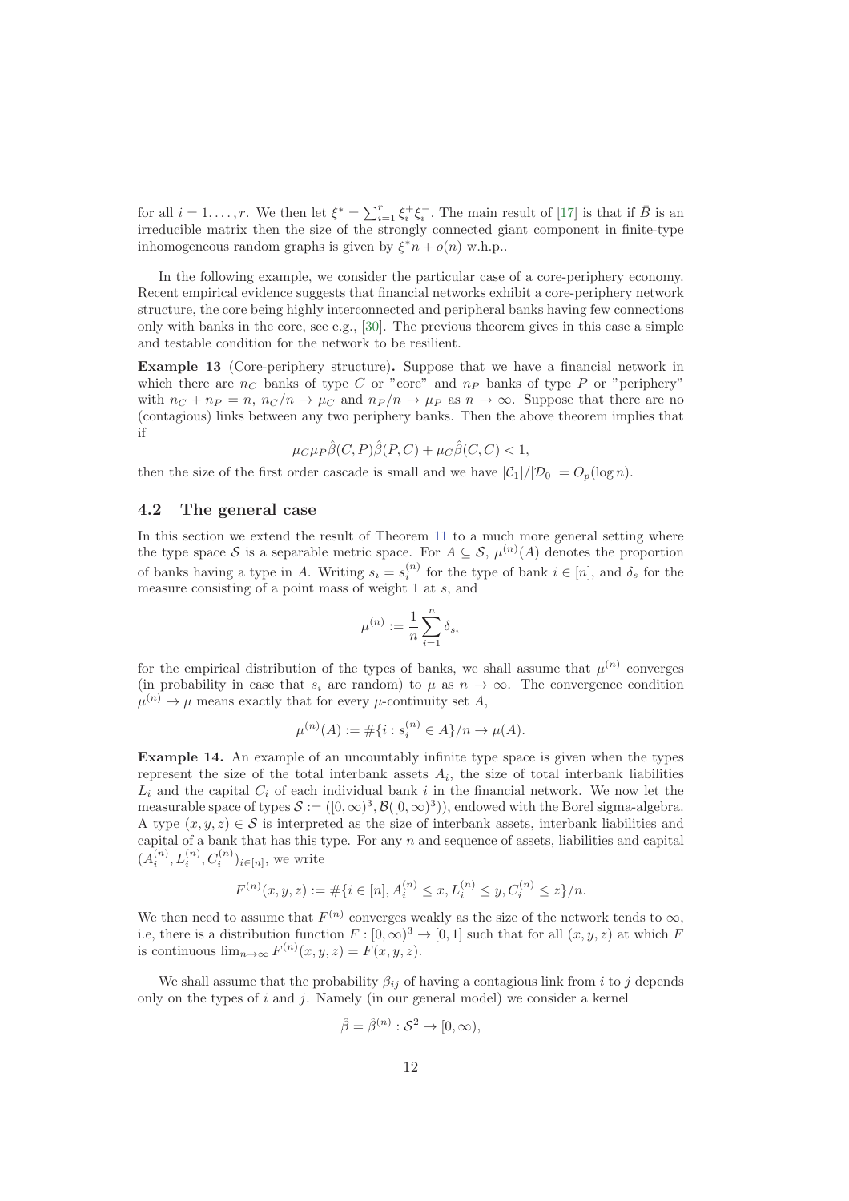for all $i = 1, \ldots, r$. We then let $\xi^* = \sum_{i=1}^r \xi_i^+ \xi_i^-$. The main result of [17] is that if $\bar{B}$ is an irreducible matrix then the size of the strongly connected giant component in finite-type inhomogeneous random graphs is given by $\xi^* n + o(n)$ w.h.p..

In the following example, we consider the particular case of a core-periphery economy. Recent empirical evidence suggests that financial networks exhibit a core-periphery network structure, the core being highly interconnected and peripheral banks having few connections only with banks in the core, see e.g., [30]. The previous theorem gives in this case a simple and testable condition for the network to be resilient.

**Example 13** (Core-periphery structure)**.** Suppose that we have a financial network in which there are $n_C$ banks of type $C$ or "core" and $n_P$ banks of type $P$ or "periphery" with $n_C + n_P = n$, $n_C/n \to \mu_C$ and $n_P/n \to \mu_P$ as $n \to \infty$. Suppose that there are no (contagious) links between any two periphery banks. Then the above theorem implies that if

$$\mu_C \mu_P \hat{\beta}(C, P)\hat{\beta}(P, C) + \mu_C \hat{\beta}(C, C) < 1,$$

then the size of the first order cascade is small and we have $|\mathcal{C}_1|/|\mathcal{D}_0| = O_p(\log n)$.

## 4.2 The general case

In this section we extend the result of Theorem 11 to a much more general setting where the type space $\mathcal{S}$ is a separable metric space. For $A \subseteq \mathcal{S}$, $\mu^{(n)}(A)$ denotes the proportion of banks having a type in $A$. Writing $s_i = s_i^{(n)}$ for the type of bank $i \in [n]$, and $\delta_s$ for the measure consisting of a point mass of weight 1 at $s$, and

$$\mu^{(n)} := \frac{1}{n} \sum_{i=1}^{n} \delta_{s_i}$$

for the empirical distribution of the types of banks, we shall assume that $\mu^{(n)}$ converges (in probability in case that $s_i$ are random) to $\mu$ as $n \to \infty$. The convergence condition $\mu^{(n)} \to \mu$ means exactly that for every $\mu$-continuity set $A$,

$$\mu^{(n)}(A) := \#\{i : s_i^{(n)} \in A\}/n \to \mu(A).$$

**Example 14.** An example of an uncountably infinite type space is given when the types represent the size of the total interbank assets $A_i$, the size of total interbank liabilities $L_i$ and the capital $C_i$ of each individual bank $i$ in the financial network. We now let the measurable space of types $\mathcal{S} := ([0, \infty)^3, \mathcal{B}([0, \infty)^3))$, endowed with the Borel sigma-algebra. A type $(x, y, z) \in \mathcal{S}$ is interpreted as the size of interbank assets, interbank liabilities and capital of a bank that has this type. For any $n$ and sequence of assets, liabilities and capital $(A_i^{(n)}, L_i^{(n)}, C_i^{(n)})_{i \in [n]}$, we write

$$F^{(n)}(x, y, z) := \#\{i \in [n], A_i^{(n)} \leq x, L_i^{(n)} \leq y, C_i^{(n)} \leq z\}/n.$$

We then need to assume that $F^{(n)}$ converges weakly as the size of the network tends to $\infty$, i.e, there is a distribution function $F : [0, \infty)^3 \to [0, 1]$ such that for all $(x, y, z)$ at which $F$ is continuous $\lim_{n \to \infty} F^{(n)}(x, y, z) = F(x, y, z)$.

We shall assume that the probability $\beta_{ij}$ of having a contagious link from $i$ to $j$ depends only on the types of $i$ and $j$. Namely (in our general model) we consider a kernel

$$\hat{\beta} = \hat{\beta}^{(n)} : \mathcal{S}^2 \to [0, \infty),$$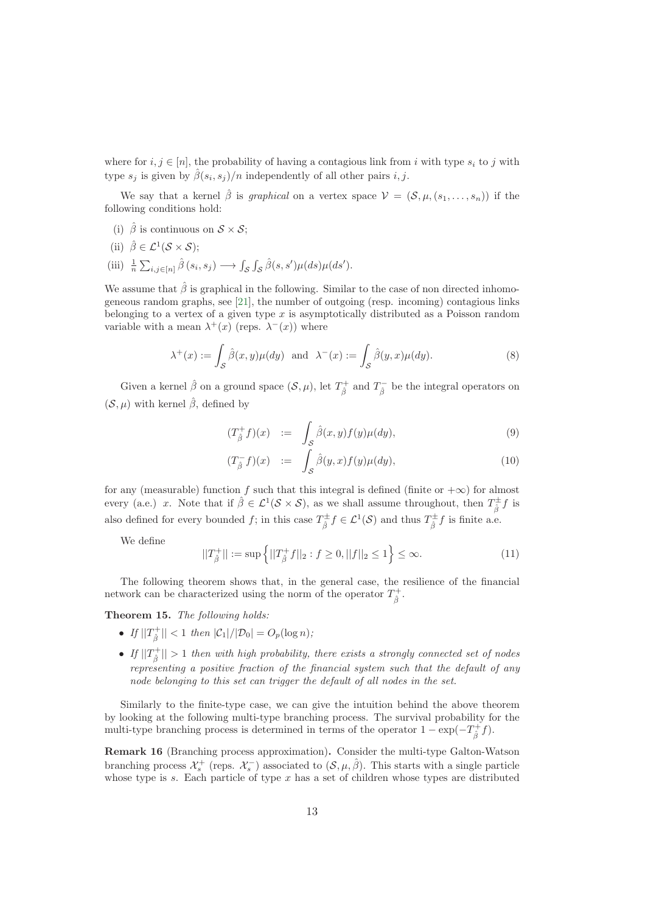where for $i, j \in [n]$, the probability of having a contagious link from $i$ with type $s_i$ to $j$ with type $s_j$ is given by $\hat{\beta}(s_i, s_j)/n$ independently of all other pairs $i, j$.

We say that a kernel $\hat{\beta}$ is *graphical* on a vertex space $\mathcal{V} = (\mathcal{S}, \mu, (s_1, \ldots, s_n))$ if the following conditions hold:

(i) $\hat{\beta}$ is continuous on $\mathcal{S} \times \mathcal{S}$;

(ii) $\hat{\beta} \in \mathcal{L}^1(\mathcal{S} \times \mathcal{S})$;

(iii) $\frac{1}{n} \sum_{i,j \in [n]} \hat{\beta}(s_i, s_j) \longrightarrow \int_{\mathcal{S}} \int_{\mathcal{S}} \hat{\beta}(s, s') \mu(ds) \mu(ds')$.

We assume that $\hat{\beta}$ is graphical in the following. Similar to the case of non directed inhomogeneous random graphs, see [21], the number of outgoing (resp. incoming) contagious links belonging to a vertex of a given type $x$ is asymptotically distributed as a Poisson random variable with a mean $\lambda^+(x)$ (reps. $\lambda^-(x)$) where

$$\lambda^+(x) := \int_{\mathcal{S}} \hat{\beta}(x, y) \mu(dy) \quad \text{and} \quad \lambda^-(x) := \int_{\mathcal{S}} \hat{\beta}(y, x) \mu(dy). \tag{8}$$

Given a kernel $\hat{\beta}$ on a ground space $(\mathcal{S}, \mu)$, let $T^+_{\hat{\beta}}$ and $T^-_{\hat{\beta}}$ be the integral operators on $(\mathcal{S}, \mu)$ with kernel $\hat{\beta}$, defined by

$$(T^+_{\hat{\beta}} f)(x) := \int_{\mathcal{S}} \hat{\beta}(x, y) f(y) \mu(dy), \tag{9}$$

$$(T^-_{\hat{\beta}} f)(x) := \int_{\mathcal{S}} \hat{\beta}(y, x) f(y) \mu(dy), \tag{10}$$

for any (measurable) function $f$ such that this integral is defined (finite or $+\infty$) for almost every (a.e.) $x$. Note that if $\hat{\beta} \in \mathcal{L}^1(\mathcal{S} \times \mathcal{S})$, as we shall assume throughout, then $T^\pm_{\hat{\beta}} f$ is also defined for every bounded $f$; in this case $T^\pm_{\hat{\beta}} f \in \mathcal{L}^1(\mathcal{S})$ and thus $T^\pm_{\hat{\beta}} f$ is finite a.e.

We define

$$||T^+_{\hat{\beta}}|| := \sup \left\{ ||T^+_{\hat{\beta}} f||_2 : f \geq 0, ||f||_2 \leq 1 \right\} \leq \infty. \tag{11}$$

The following theorem shows that, in the general case, the resilience of the financial network can be characterized using the norm of the operator $T^+_{\hat{\beta}}$.

**Theorem 15.** *The following holds:*

- *If $||T^+_{\hat{\beta}}|| < 1$ then $|\mathcal{C}_1|/|\mathcal{D}_0| = O_p(\log n)$;*
- *If $||T^+_{\hat{\beta}}|| > 1$ then with high probability, there exists a strongly connected set of nodes representing a positive fraction of the financial system such that the default of any node belonging to this set can trigger the default of all nodes in the set.*

Similarly to the finite-type case, we can give the intuition behind the above theorem by looking at the following multi-type branching process. The survival probability for the multi-type branching process is determined in terms of the operator $1 - \exp(-T^+_{\hat{\beta}} f)$.

**Remark 16** (Branching process approximation)**.** Consider the multi-type Galton-Watson branching process $\mathcal{X}^+_s$ (reps. $\mathcal{X}^-_s$) associated to $(\mathcal{S}, \mu, \hat{\beta})$. This starts with a single particle whose type is $s$. Each particle of type $x$ has a set of children whose types are distributed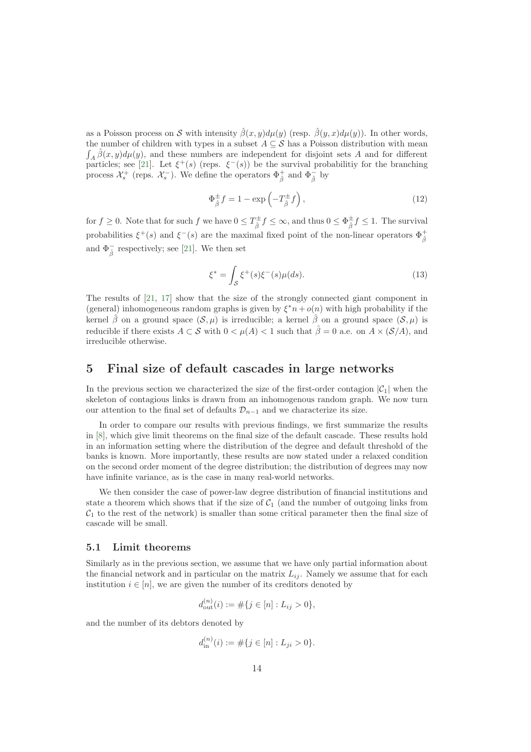as a Poisson process on $\mathcal{S}$ with intensity $\hat{\beta}(x,y)d\mu(y)$ (resp. $\hat{\beta}(y,x)d\mu(y)$). In other words, the number of children with types in a subset $A \subseteq \mathcal{S}$ has a Poisson distribution with mean $\int_A \hat{\beta}(x,y)d\mu(y)$, and these numbers are independent for disjoint sets $A$ and for different particles; see [21]. Let $\xi^+(s)$ (reps. $\xi^-(s)$) be the survival probabilitiy for the branching process $\mathcal{X}_s^+$ (reps. $\mathcal{X}_s^-$). We define the operators $\Phi_{\hat{\beta}}^+$ and $\Phi_{\hat{\beta}}^-$ by

$$\Phi_{\hat{\beta}}^{\pm} f = 1 - \exp\left(-T_{\hat{\beta}}^{\pm} f\right), \tag{12}$$

for $f \geq 0$. Note that for such $f$ we have $0 \leq T_{\hat{\beta}}^{\pm} f \leq \infty$, and thus $0 \leq \Phi_{\hat{\beta}}^{\pm} f \leq 1$. The survival probabilities $\xi^+(s)$ and $\xi^-(s)$ are the maximal fixed point of the non-linear operators $\Phi_{\hat{\beta}}^+$ and $\Phi_{\hat{\beta}}^-$ respectively; see [21]. We then set

$$\xi^* = \int_{\mathcal{S}} \xi^+(s)\xi^-(s)\mu(ds). \tag{13}$$

The results of [21, 17] show that the size of the strongly connected giant component in (general) inhomogeneous random graphs is given by $\xi^* n + o(n)$ with high probability if the kernel $\hat{\beta}$ on a ground space $(\mathcal{S}, \mu)$ is irreducible; a kernel $\hat{\beta}$ on a ground space $(\mathcal{S}, \mu)$ is reducible if there exists $A \subset \mathcal{S}$ with $0 < \mu(A) < 1$ such that $\hat{\beta} = 0$ a.e. on $A \times (\mathcal{S}/A)$, and irreducible otherwise.

# 5 Final size of default cascades in large networks

In the previous section we characterized the size of the first-order contagion $|\mathcal{C}_1|$ when the skeleton of contagious links is drawn from an inhomogenous random graph. We now turn our attention to the final set of defaults $\mathcal{D}_{n-1}$ and we characterize its size.

In order to compare our results with previous findings, we first summarize the results in [8], which give limit theorems on the final size of the default cascade. These results hold in an information setting where the distribution of the degree and default threshold of the banks is known. More importantly, these results are now stated under a relaxed condition on the second order moment of the degree distribution; the distribution of degrees may now have infinite variance, as is the case in many real-world networks.

We then consider the case of power-law degree distribution of financial institutions and state a theorem which shows that if the size of $\mathcal{C}_1$ (and the number of outgoing links from $\mathcal{C}_1$ to the rest of the network) is smaller than some critical parameter then the final size of cascade will be small.

## 5.1 Limit theorems

Similarly as in the previous section, we assume that we have only partial information about the financial network and in particular on the matrix $L_{ij}$. Namely we assume that for each institution $i \in [n]$, we are given the number of its creditors denoted by

$$d_{\text{out}}^{(n)}(i) := \#\{j \in [n] : L_{ij} > 0\},$$

and the number of its debtors denoted by

$$d_{\text{in}}^{(n)}(i) := \#\{j \in [n] : L_{ji} > 0\}.$$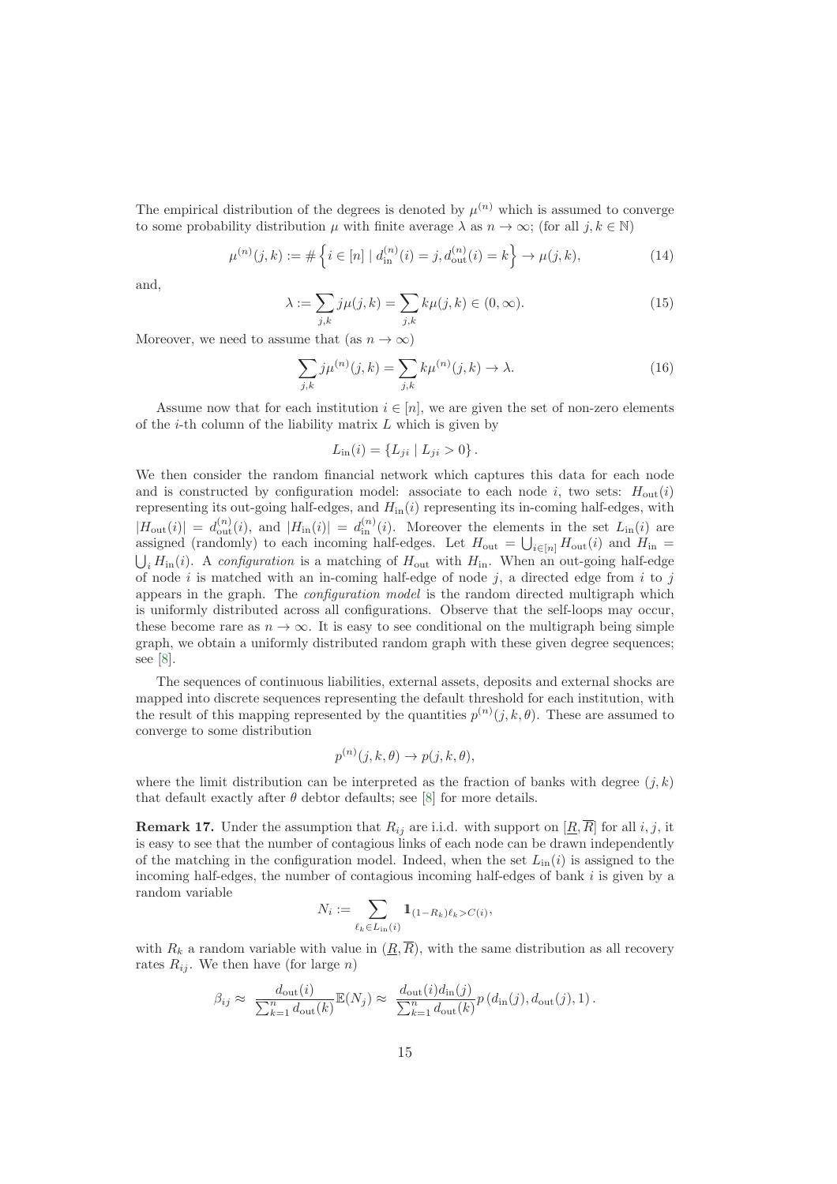The empirical distribution of the degrees is denoted by $\mu^{(n)}$ which is assumed to converge to some probability distribution $\mu$ with finite average $\lambda$ as $n \to \infty$; (for all $j, k \in \mathbb{N}$)

$$\mu^{(n)}(j,k) := \#\left\{ i \in [n] \mid d_{\text{in}}^{(n)}(i) = j, d_{\text{out}}^{(n)}(i) = k \right\} \to \mu(j,k), \tag{14}$$

and,

$$\lambda := \sum_{j,k} j\mu(j,k) = \sum_{j,k} k\mu(j,k) \in (0, \infty). \tag{15}$$

Moreover, we need to assume that (as $n \to \infty$)

$$\sum_{j,k} j\mu^{(n)}(j,k) = \sum_{j,k} k\mu^{(n)}(j,k) \to \lambda. \tag{16}$$

Assume now that for each institution $i \in [n]$, we are given the set of non-zero elements of the $i$-th column of the liability matrix $L$ which is given by

$$L_{\text{in}}(i) = \{L_{ji} \mid L_{ji} > 0\}.$$

We then consider the random financial network which captures this data for each node and is constructed by configuration model: associate to each node $i$, two sets: $H_{\text{out}}(i)$ representing its out-going half-edges, and $H_{\text{in}}(i)$ representing its in-coming half-edges, with $|H_{\text{out}}(i)| = d_{\text{out}}^{(n)}(i)$, and $|H_{\text{in}}(i)| = d_{\text{in}}^{(n)}(i)$. Moreover the elements in the set $L_{\text{in}}(i)$ are assigned (randomly) to each incoming half-edges. Let $H_{\text{out}} = \bigcup_{i \in [n]} H_{\text{out}}(i)$ and $H_{\text{in}} = \bigcup_i H_{\text{in}}(i)$. A *configuration* is a matching of $H_{\text{out}}$ with $H_{\text{in}}$. When an out-going half-edge of node $i$ is matched with an in-coming half-edge of node $j$, a directed edge from $i$ to $j$ appears in the graph. The *configuration model* is the random directed multigraph which is uniformly distributed across all configurations. Observe that the self-loops may occur, these become rare as $n \to \infty$. It is easy to see conditional on the multigraph being simple graph, we obtain a uniformly distributed random graph with these given degree sequences; see [8].

The sequences of continuous liabilities, external assets, deposits and external shocks are mapped into discrete sequences representing the default threshold for each institution, with the result of this mapping represented by the quantities $p^{(n)}(j,k,\theta)$. These are assumed to converge to some distribution

$$p^{(n)}(j,k,\theta) \to p(j,k,\theta),$$

where the limit distribution can be interpreted as the fraction of banks with degree $(j,k)$ that default exactly after $\theta$ debtor defaults; see [8] for more details.

**Remark 17.** Under the assumption that $R_{ij}$ are i.i.d. with support on $[\underline{R}, \overline{R}]$ for all $i, j$, it is easy to see that the number of contagious links of each node can be drawn independently of the matching in the configuration model. Indeed, when the set $L_{\text{in}}(i)$ is assigned to the incoming half-edges, the number of contagious incoming half-edges of bank $i$ is given by a random variable

$$N_i := \sum_{\ell_k \in L_{\text{in}}(i)} \mathbb{1}_{(1-R_k)\ell_k > C(i)},$$

with $R_k$ a random variable with value in $(\underline{R}, \overline{R})$, with the same distribution as all recovery rates $R_{ij}$. We then have (for large $n$)

$$\beta_{ij} \approx \frac{d_{\text{out}}(i)}{\sum_{k=1}^{n} d_{\text{out}}(k)} \mathbb{E}(N_j) \approx \frac{d_{\text{out}}(i) d_{\text{in}}(j)}{\sum_{k=1}^{n} d_{\text{out}}(k)} p\left(d_{\text{in}}(j), d_{\text{out}}(j), 1\right).$$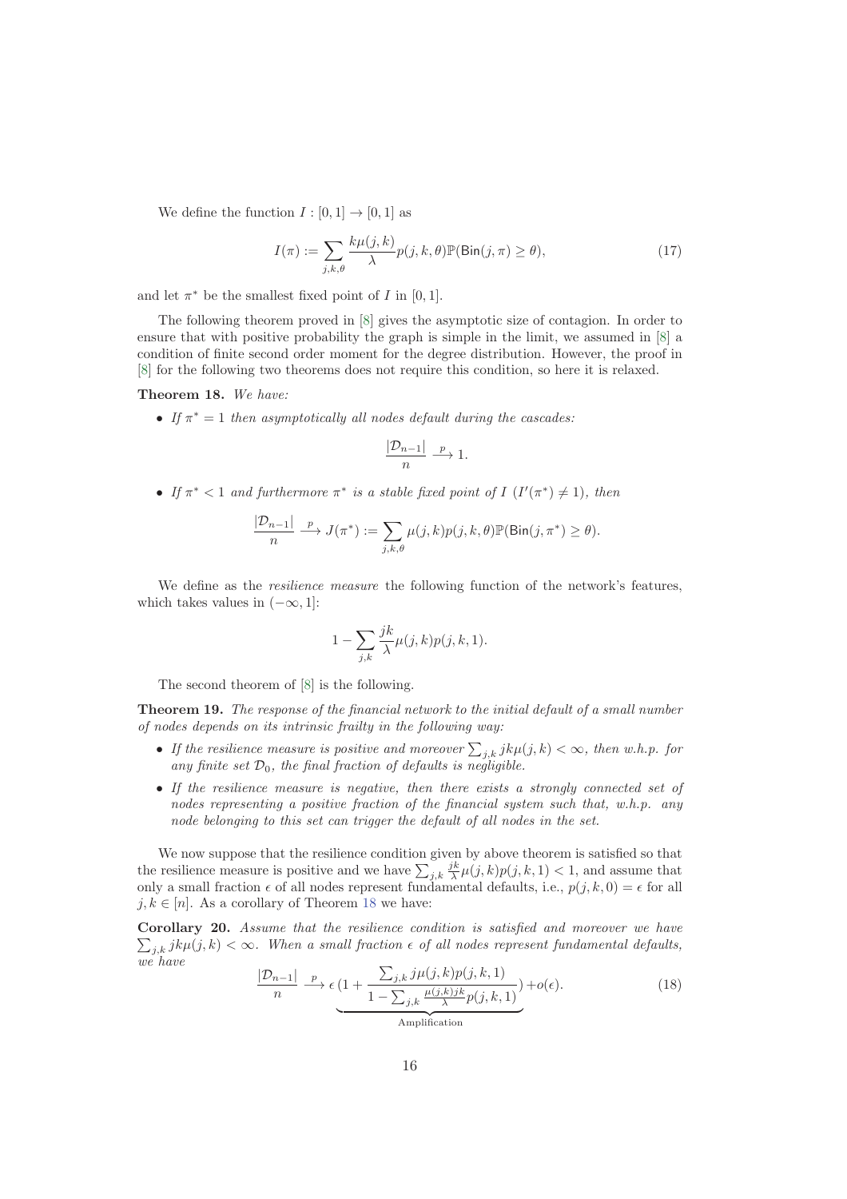We define the function $I : [0, 1] \to [0, 1]$ as

$$I(\pi) := \sum_{j,k,\theta} \frac{k\mu(j,k)}{\lambda} p(j,k,\theta) \mathbb{P}(\mathsf{Bin}(j,\pi) \geq \theta), \tag{17}$$

and let $\pi^*$ be the smallest fixed point of $I$ in $[0, 1]$.

The following theorem proved in [8] gives the asymptotic size of contagion. In order to ensure that with positive probability the graph is simple in the limit, we assumed in [8] a condition of finite second order moment for the degree distribution. However, the proof in [8] for the following two theorems does not require this condition, so here it is relaxed.

**Theorem 18.** *We have:*

- *If $\pi^* = 1$ then asymptotically all nodes default during the cascades:*

$$\frac{|\mathcal{D}_{n-1}|}{n} \xrightarrow{p} 1.$$

- *If $\pi^* < 1$ and furthermore $\pi^*$ is a stable fixed point of $I$ ($I'(\pi^*) \neq 1$), then*

$$\frac{|\mathcal{D}_{n-1}|}{n} \xrightarrow{p} J(\pi^*) := \sum_{j,k,\theta} \mu(j,k) p(j,k,\theta) \mathbb{P}(\mathsf{Bin}(j,\pi^*) \geq \theta).$$

We define as the *resilience measure* the following function of the network's features, which takes values in $(-\infty, 1]$:

$$1 - \sum_{j,k} \frac{jk}{\lambda} \mu(j,k) p(j,k,1).$$

The second theorem of [8] is the following.

**Theorem 19.** *The response of the financial network to the initial default of a small number of nodes depends on its intrinsic frailty in the following way:*

- *If the resilience measure is positive and moreover $\sum_{j,k} jk\mu(j,k) < \infty$, then w.h.p. for any finite set $\mathcal{D}_0$, the final fraction of defaults is negligible.*
- *If the resilience measure is negative, then there exists a strongly connected set of nodes representing a positive fraction of the financial system such that, w.h.p. any node belonging to this set can trigger the default of all nodes in the set.*

We now suppose that the resilience condition given by above theorem is satisfied so that the resilience measure is positive and we have $\sum_{j,k} \frac{jk}{\lambda} \mu(j,k) p(j,k,1) < 1$, and assume that only a small fraction $\epsilon$ of all nodes represent fundamental defaults, i.e., $p(j,k,0) = \epsilon$ for all $j, k \in [n]$. As a corollary of Theorem 18 we have:

**Corollary 20.** *Assume that the resilience condition is satisfied and moreover we have $\sum_{j,k} jk\mu(j,k) < \infty$. When a small fraction $\epsilon$ of all nodes represent fundamental defaults, we have*

$$\frac{|\mathcal{D}_{n-1}|}{n} \xrightarrow{p} \epsilon \underbrace{\left(1 + \frac{\sum_{j,k} j\mu(j,k)p(j,k,1)}{1 - \sum_{j,k} \frac{\mu(j,k)jk}{\lambda} p(j,k,1)}\right)}_{\text{Amplification}} + o(\epsilon). \tag{18}$$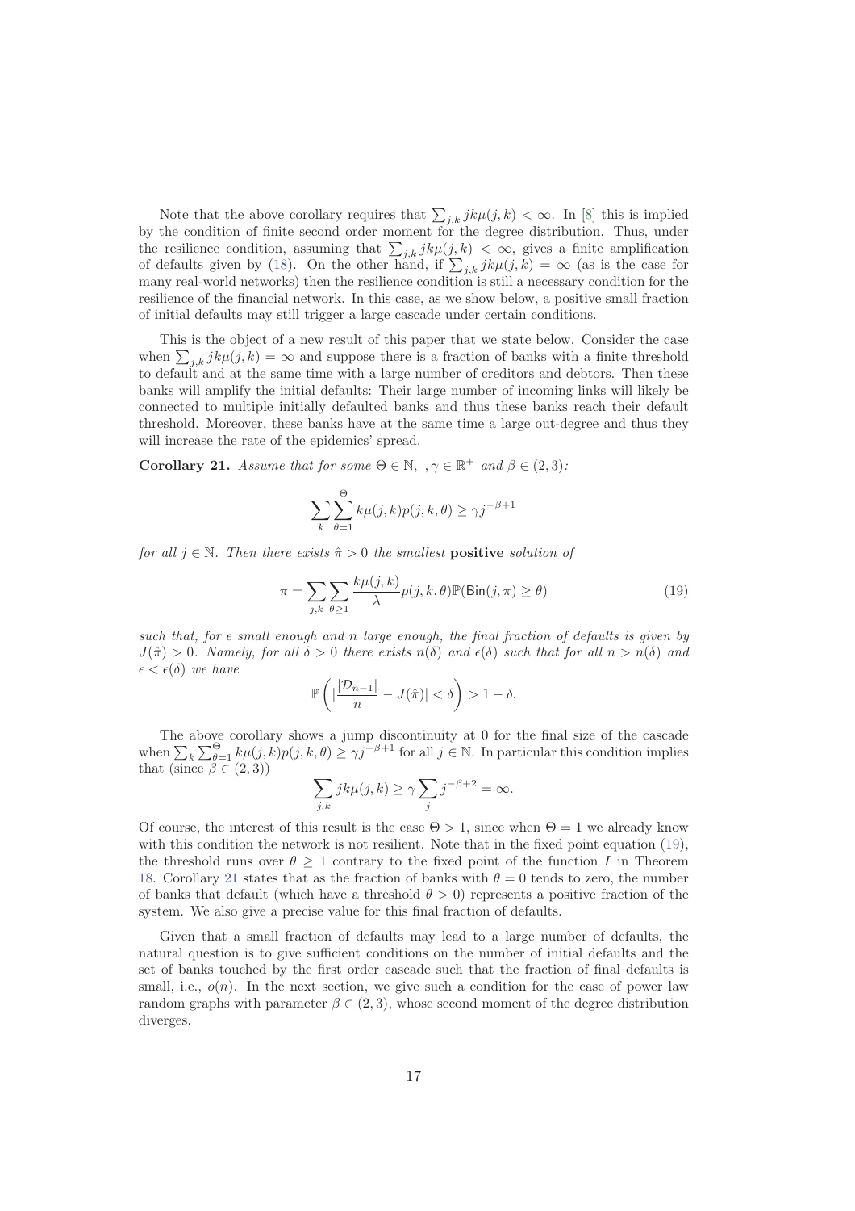Note that the above corollary requires that $\sum_{j,k} jk\mu(j,k) < \infty$. In [8] this is implied by the condition of finite second order moment for the degree distribution. Thus, under the resilience condition, assuming that $\sum_{j,k} jk\mu(j,k) < \infty$, gives a finite amplification of defaults given by (18). On the other hand, if $\sum_{j,k} jk\mu(j,k) = \infty$ (as is the case for many real-world networks) then the resilience condition is still a necessary condition for the resilience of the financial network. In this case, as we show below, a positive small fraction of initial defaults may still trigger a large cascade under certain conditions.

This is the object of a new result of this paper that we state below. Consider the case when $\sum_{j,k} jk\mu(j,k) = \infty$ and suppose there is a fraction of banks with a finite threshold to default and at the same time with a large number of creditors and debtors. Then these banks will amplify the initial defaults: Their large number of incoming links will likely be connected to multiple initially defaulted banks and thus these banks reach their default threshold. Moreover, these banks have at the same time a large out-degree and thus they will increase the rate of the epidemics' spread.

**Corollary 21.** *Assume that for some $\Theta \in \mathbb{N}$, ,$\gamma \in \mathbb{R}^+$ and $\beta \in (2,3)$:*

$$\sum_{k} \sum_{\theta=1}^{\Theta} k\mu(j,k)p(j,k,\theta) \geq \gamma j^{-\beta+1}$$

*for all $j \in \mathbb{N}$. Then there exists $\hat{\pi} > 0$ the smallest* **positive** *solution of*

$$\pi = \sum_{j,k} \sum_{\theta \geq 1} \frac{k\mu(j,k)}{\lambda} p(j,k,\theta) \mathbb{P}(\mathsf{Bin}(j,\pi) \geq \theta) \tag{19}$$

*such that, for $\epsilon$ small enough and $n$ large enough, the final fraction of defaults is given by $J(\hat{\pi}) > 0$. Namely, for all $\delta > 0$ there exists $n(\delta)$ and $\epsilon(\delta)$ such that for all $n > n(\delta)$ and $\epsilon < \epsilon(\delta)$ we have*

$$\mathbb{P}\left( |\frac{|\mathcal{D}_{n-1}|}{n} - J(\hat{\pi})| < \delta \right) > 1 - \delta.$$

The above corollary shows a jump discontinuity at 0 for the final size of the cascade when $\sum_k \sum_{\theta=1}^{\Theta} k\mu(j,k)p(j,k,\theta) \geq \gamma j^{-\beta+1}$ for all $j \in \mathbb{N}$. In particular this condition implies that (since $\beta \in (2,3)$)

$$\sum_{j,k} jk\mu(j,k) \geq \gamma \sum_j j^{-\beta+2} = \infty.$$

Of course, the interest of this result is the case $\Theta > 1$, since when $\Theta = 1$ we already know with this condition the network is not resilient. Note that in the fixed point equation (19), the threshold runs over $\theta \geq 1$ contrary to the fixed point of the function $I$ in Theorem 18. Corollary 21 states that as the fraction of banks with $\theta = 0$ tends to zero, the number of banks that default (which have a threshold $\theta > 0$) represents a positive fraction of the system. We also give a precise value for this final fraction of defaults.

Given that a small fraction of defaults may lead to a large number of defaults, the natural question is to give sufficient conditions on the number of initial defaults and the set of banks touched by the first order cascade such that the fraction of final defaults is small, i.e., $o(n)$. In the next section, we give such a condition for the case of power law random graphs with parameter $\beta \in (2,3)$, whose second moment of the degree distribution diverges.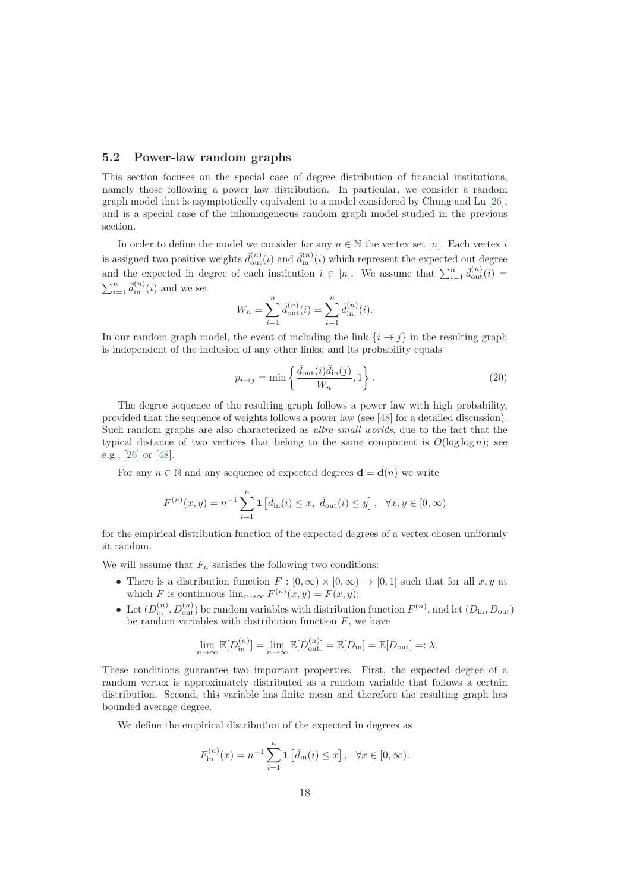### 5.2 Power-law random graphs

This section focuses on the special case of degree distribution of financial institutions, namely those following a power law distribution. In particular, we consider a random graph model that is asymptotically equivalent to a model considered by Chung and Lu [26], and is a special case of the inhomogeneous random graph model studied in the previous section.

In order to define the model we consider for any $n \in \mathbb{N}$ the vertex set $[n]$. Each vertex $i$ is assigned two positive weights $\bar{d}_{\text{out}}^{(n)}(i)$ and $\bar{d}_{\text{in}}^{(n)}(i)$ which represent the expected out degree and the expected in degree of each institution $i \in [n]$. We assume that $\sum_{i=1}^{n} \bar{d}_{\text{out}}^{(n)}(i) = \sum_{i=1}^{n} \bar{d}_{\text{in}}^{(n)}(i)$ and we set

$$W_n = \sum_{i=1}^{n} \bar{d}_{\text{out}}^{(n)}(i) = \sum_{i=1}^{n} \bar{d}_{\text{in}}^{(n)}(i).$$

In our random graph model, the event of including the link $\{i \to j\}$ in the resulting graph is independent of the inclusion of any other links, and its probability equals

$$p_{i \to j} = \min \left\{ \frac{\bar{d}_{\text{out}}(i)\bar{d}_{\text{in}}(j)}{W_n}, 1 \right\}. \tag{20}$$

The degree sequence of the resulting graph follows a power law with high probability, provided that the sequence of weights follows a power law (see [48] for a detailed discussion). Such random graphs are also characterized as *ultra-small worlds*, due to the fact that the typical distance of two vertices that belong to the same component is $O(\log \log n)$; see e.g., [26] or [48].

For any $n \in \mathbb{N}$ and any sequence of expected degrees $\mathbf{d} = \mathbf{d}(n)$ we write

$$F^{(n)}(x, y) = n^{-1} \sum_{i=1}^{n} \mathbf{1} \left[ \bar{d}_{\text{in}}(i) \leq x, \ \bar{d}_{\text{out}}(i) \leq y \right], \quad \forall x, y \in [0, \infty)$$

for the empirical distribution function of the expected degrees of a vertex chosen uniformly at random.

We will assume that $F_n$ satisfies the following two conditions:

- There is a distribution function $F : [0, \infty) \times [0, \infty) \to [0, 1]$ such that for all $x, y$ at which $F$ is continuous $\lim_{n\to\infty} F^{(n)}(x, y) = F(x, y)$;
- Let $(D_{\text{in}}^{(n)}, D_{\text{out}}^{(n)})$ be random variables with distribution function $F^{(n)}$, and let $(D_{\text{in}}, D_{\text{out}})$ be random variables with distribution function $F$, we have

$$\lim_{n\to\infty} \mathbb{E}[D_{\text{in}}^{(n)}] = \lim_{n\to\infty} \mathbb{E}[D_{\text{out}}^{(n)}] = \mathbb{E}[D_{\text{in}}] = \mathbb{E}[D_{\text{out}}] =: \lambda.$$

These conditions guarantee two important properties. First, the expected degree of a random vertex is approximately distributed as a random variable that follows a certain distribution. Second, this variable has finite mean and therefore the resulting graph has bounded average degree.

We define the empirical distribution of the expected in degrees as

$$F_{\text{in}}^{(n)}(x) = n^{-1} \sum_{i=1}^{n} \mathbf{1} \left[ \bar{d}_{\text{in}}(i) \leq x \right], \quad \forall x \in [0, \infty).$$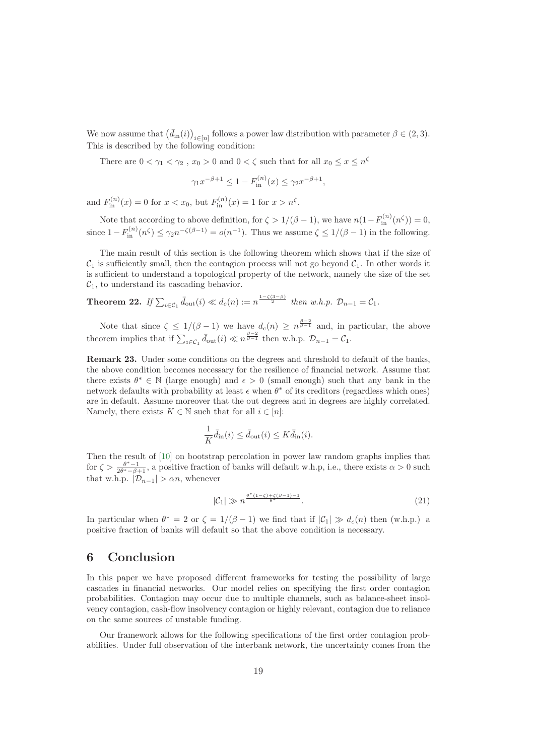We now assume that $\left(\bar{d}_{\rm in}(i)\right)_{i\in[n]}$ follows a power law distribution with parameter $\beta \in (2,3)$. This is described by the following condition:

There are $0 < \gamma_1 < \gamma_2$ , $x_0 > 0$ and $0 < \zeta$ such that for all $x_0 \le x \le n^\zeta$

$$\gamma_1 x^{-\beta+1} \le 1 - F_{\rm in}^{(n)}(x) \le \gamma_2 x^{-\beta+1},$$

and $F_{\rm in}^{(n)}(x) = 0$ for $x < x_0$, but $F_{\rm in}^{(n)}(x) = 1$ for $x > n^\zeta$.

Note that according to above definition, for $\zeta > 1/(\beta-1)$, we have $n(1-F_{\rm in}^{(n)}(n^\zeta)) = 0$, since $1 - F_{\rm in}^{(n)}(n^\zeta) \le \gamma_2 n^{-\zeta(\beta-1)} = o(n^{-1})$. Thus we assume $\zeta \le 1/(\beta-1)$ in the following.

The main result of this section is the following theorem which shows that if the size of $\mathcal{C}_1$ is sufficiently small, then the contagion process will not go beyond $\mathcal{C}_1$. In other words it is sufficient to understand a topological property of the network, namely the size of the set $\mathcal{C}_1$, to understand its cascading behavior.

**Theorem 22.** *If $\sum_{i\in\mathcal{C}_1} \bar{d}_{\rm out}(i) \ll d_c(n) := n^{\frac{1-\zeta(3-\beta)}{2}}$ then w.h.p. $\mathcal{D}_{n-1} = \mathcal{C}_1$.*

Note that since $\zeta \le 1/(\beta-1)$ we have $d_c(n) \ge n^{\frac{\beta-2}{\beta-1}}$ and, in particular, the above theorem implies that if $\sum_{i\in\mathcal{C}_1} \bar{d}_{\rm out}(i) \ll n^{\frac{\beta-2}{\beta-1}}$ then w.h.p. $\mathcal{D}_{n-1} = \mathcal{C}_1$.

**Remark 23.** Under some conditions on the degrees and threshold to default of the banks, the above condition becomes necessary for the resilience of financial network. Assume that there exists $\theta^* \in \mathbb{N}$ (large enough) and $\epsilon > 0$ (small enough) such that any bank in the network defaults with probability at least $\epsilon$ when $\theta^*$ of its creditors (regardless which ones) are in default. Assume moreover that the out degrees and in degrees are highly correlated. Namely, there exists $K \in \mathbb{N}$ such that for all $i \in [n]$:

$$\frac{1}{K}\bar{d}_{\rm in}(i) \le \bar{d}_{\rm out}(i) \le K\bar{d}_{\rm in}(i).$$

Then the result of [10] on bootstrap percolation in power law random graphs implies that for $\zeta > \frac{\theta^*-1}{2\theta^*-\beta+1}$, a positive fraction of banks will default w.h.p, i.e., there exists $\alpha > 0$ such that w.h.p. $|\mathcal{D}_{n-1}| > \alpha n$, whenever

$$|\mathcal{C}_1| \gg n^{\frac{\theta^*(1-\zeta)+\zeta(\beta-1)-1}{\theta^*}}. \tag{21}$$

In particular when $\theta^* = 2$ or $\zeta = 1/(\beta-1)$ we find that if $|\mathcal{C}_1| \gg d_c(n)$ then (w.h.p.) a positive fraction of banks will default so that the above condition is necessary.

# 6 Conclusion

In this paper we have proposed different frameworks for testing the possibility of large cascades in financial networks. Our model relies on specifying the first order contagion probabilities. Contagion may occur due to multiple channels, such as balance-sheet insolvency contagion, cash-flow insolvency contagion or highly relevant, contagion due to reliance on the same sources of unstable funding.

Our framework allows for the following specifications of the first order contagion probabilities. Under full observation of the interbank network, the uncertainty comes from the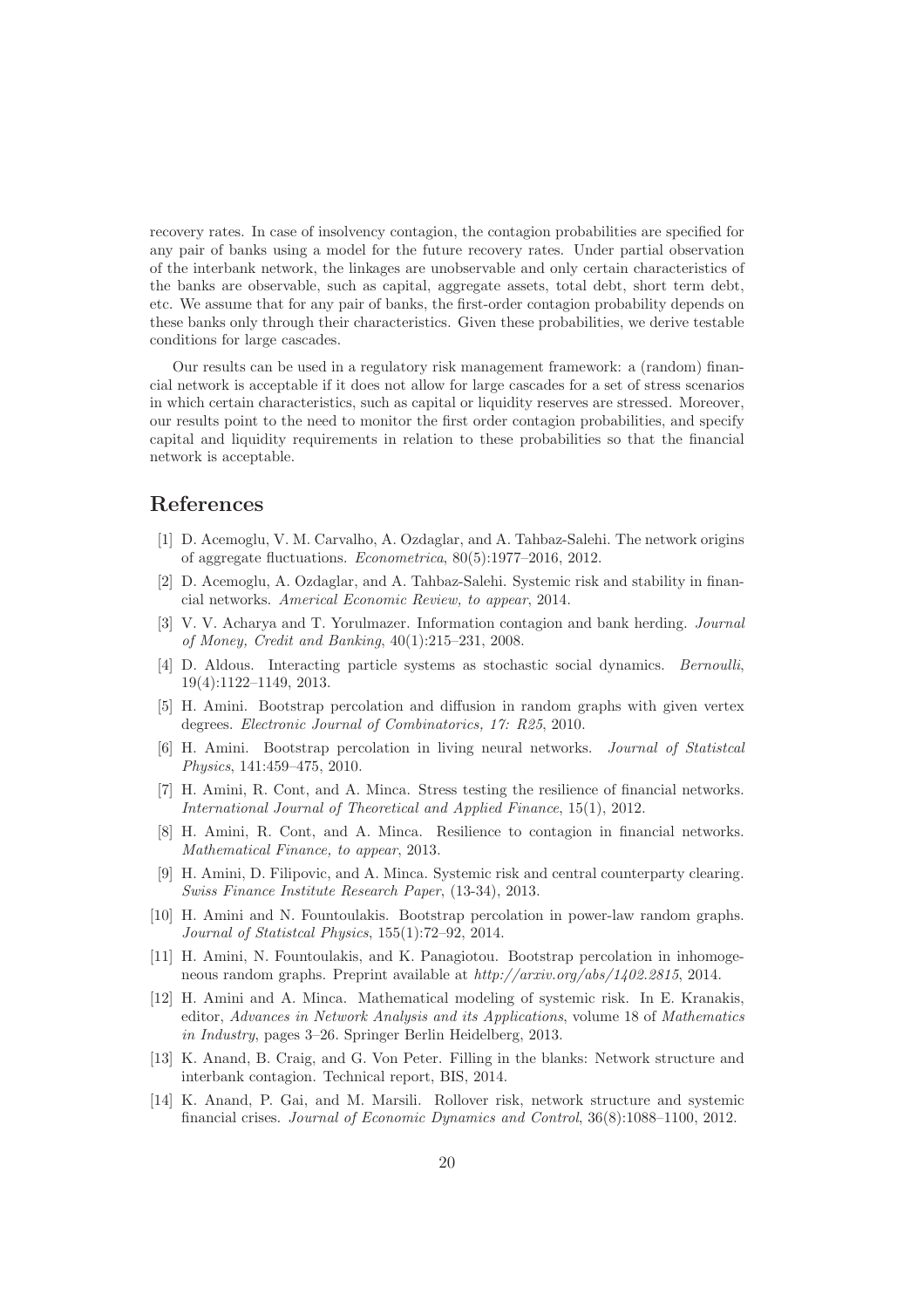recovery rates. In case of insolvency contagion, the contagion probabilities are specified for any pair of banks using a model for the future recovery rates. Under partial observation of the interbank network, the linkages are unobservable and only certain characteristics of the banks are observable, such as capital, aggregate assets, total debt, short term debt, etc. We assume that for any pair of banks, the first-order contagion probability depends on these banks only through their characteristics. Given these probabilities, we derive testable conditions for large cascades.

Our results can be used in a regulatory risk management framework: a (random) financial network is acceptable if it does not allow for large cascades for a set of stress scenarios in which certain characteristics, such as capital or liquidity reserves are stressed. Moreover, our results point to the need to monitor the first order contagion probabilities, and specify capital and liquidity requirements in relation to these probabilities so that the financial network is acceptable.

# References

[1] D. Acemoglu, V. M. Carvalho, A. Ozdaglar, and A. Tahbaz-Salehi. The network origins of aggregate fluctuations. *Econometrica*, 80(5):1977–2016, 2012.

[2] D. Acemoglu, A. Ozdaglar, and A. Tahbaz-Salehi. Systemic risk and stability in financial networks. *Americal Economic Review, to appear*, 2014.

[3] V. V. Acharya and T. Yorulmazer. Information contagion and bank herding. *Journal of Money, Credit and Banking*, 40(1):215–231, 2008.

[4] D. Aldous. Interacting particle systems as stochastic social dynamics. *Bernoulli*, 19(4):1122–1149, 2013.

[5] H. Amini. Bootstrap percolation and diffusion in random graphs with given vertex degrees. *Electronic Journal of Combinatorics, 17: R25*, 2010.

[6] H. Amini. Bootstrap percolation in living neural networks. *Journal of Statistcal Physics*, 141:459–475, 2010.

[7] H. Amini, R. Cont, and A. Minca. Stress testing the resilience of financial networks. *International Journal of Theoretical and Applied Finance*, 15(1), 2012.

[8] H. Amini, R. Cont, and A. Minca. Resilience to contagion in financial networks. *Mathematical Finance, to appear*, 2013.

[9] H. Amini, D. Filipovic, and A. Minca. Systemic risk and central counterparty clearing. *Swiss Finance Institute Research Paper*, (13-34), 2013.

[10] H. Amini and N. Fountoulakis. Bootstrap percolation in power-law random graphs. *Journal of Statistcal Physics*, 155(1):72–92, 2014.

[11] H. Amini, N. Fountoulakis, and K. Panagiotou. Bootstrap percolation in inhomogeneous random graphs. Preprint available at *http://arxiv.org/abs/1402.2815*, 2014.

[12] H. Amini and A. Minca. Mathematical modeling of systemic risk. In E. Kranakis, editor, *Advances in Network Analysis and its Applications*, volume 18 of *Mathematics in Industry*, pages 3–26. Springer Berlin Heidelberg, 2013.

[13] K. Anand, B. Craig, and G. Von Peter. Filling in the blanks: Network structure and interbank contagion. Technical report, BIS, 2014.

[14] K. Anand, P. Gai, and M. Marsili. Rollover risk, network structure and systemic financial crises. *Journal of Economic Dynamics and Control*, 36(8):1088–1100, 2012.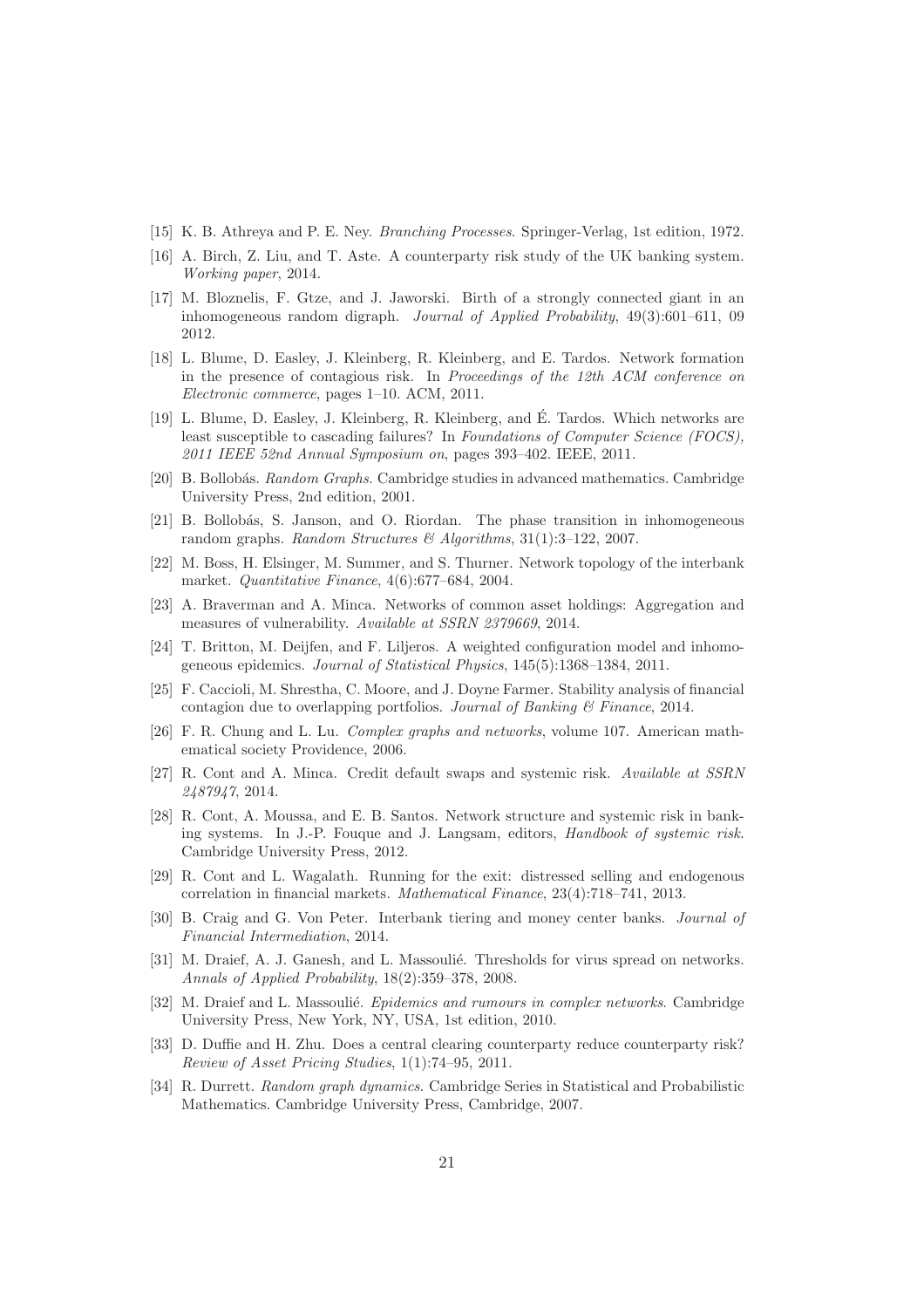[15] K. B. Athreya and P. E. Ney. *Branching Processes*. Springer-Verlag, 1st edition, 1972.

[16] A. Birch, Z. Liu, and T. Aste. A counterparty risk study of the UK banking system. *Working paper*, 2014.

[17] M. Bloznelis, F. Gtze, and J. Jaworski. Birth of a strongly connected giant in an inhomogeneous random digraph. *Journal of Applied Probability*, 49(3):601–611, 09 2012.

[18] L. Blume, D. Easley, J. Kleinberg, R. Kleinberg, and E. Tardos. Network formation in the presence of contagious risk. In *Proceedings of the 12th ACM conference on Electronic commerce*, pages 1–10. ACM, 2011.

[19] L. Blume, D. Easley, J. Kleinberg, R. Kleinberg, and É. Tardos. Which networks are least susceptible to cascading failures? In *Foundations of Computer Science (FOCS), 2011 IEEE 52nd Annual Symposium on*, pages 393–402. IEEE, 2011.

[20] B. Bollobás. *Random Graphs*. Cambridge studies in advanced mathematics. Cambridge University Press, 2nd edition, 2001.

[21] B. Bollobás, S. Janson, and O. Riordan. The phase transition in inhomogeneous random graphs. *Random Structures & Algorithms*, 31(1):3–122, 2007.

[22] M. Boss, H. Elsinger, M. Summer, and S. Thurner. Network topology of the interbank market. *Quantitative Finance*, 4(6):677–684, 2004.

[23] A. Braverman and A. Minca. Networks of common asset holdings: Aggregation and measures of vulnerability. *Available at SSRN 2379669*, 2014.

[24] T. Britton, M. Deijfen, and F. Liljeros. A weighted configuration model and inhomogeneous epidemics. *Journal of Statistical Physics*, 145(5):1368–1384, 2011.

[25] F. Caccioli, M. Shrestha, C. Moore, and J. Doyne Farmer. Stability analysis of financial contagion due to overlapping portfolios. *Journal of Banking & Finance*, 2014.

[26] F. R. Chung and L. Lu. *Complex graphs and networks*, volume 107. American mathematical society Providence, 2006.

[27] R. Cont and A. Minca. Credit default swaps and systemic risk. *Available at SSRN 2487947*, 2014.

[28] R. Cont, A. Moussa, and E. B. Santos. Network structure and systemic risk in banking systems. In J.-P. Fouque and J. Langsam, editors, *Handbook of systemic risk*. Cambridge University Press, 2012.

[29] R. Cont and L. Wagalath. Running for the exit: distressed selling and endogenous correlation in financial markets. *Mathematical Finance*, 23(4):718–741, 2013.

[30] B. Craig and G. Von Peter. Interbank tiering and money center banks. *Journal of Financial Intermediation*, 2014.

[31] M. Draief, A. J. Ganesh, and L. Massoulié. Thresholds for virus spread on networks. *Annals of Applied Probability*, 18(2):359–378, 2008.

[32] M. Draief and L. Massoulié. *Epidemics and rumours in complex networks*. Cambridge University Press, New York, NY, USA, 1st edition, 2010.

[33] D. Duffie and H. Zhu. Does a central clearing counterparty reduce counterparty risk? *Review of Asset Pricing Studies*, 1(1):74–95, 2011.

[34] R. Durrett. *Random graph dynamics*. Cambridge Series in Statistical and Probabilistic Mathematics. Cambridge University Press, Cambridge, 2007.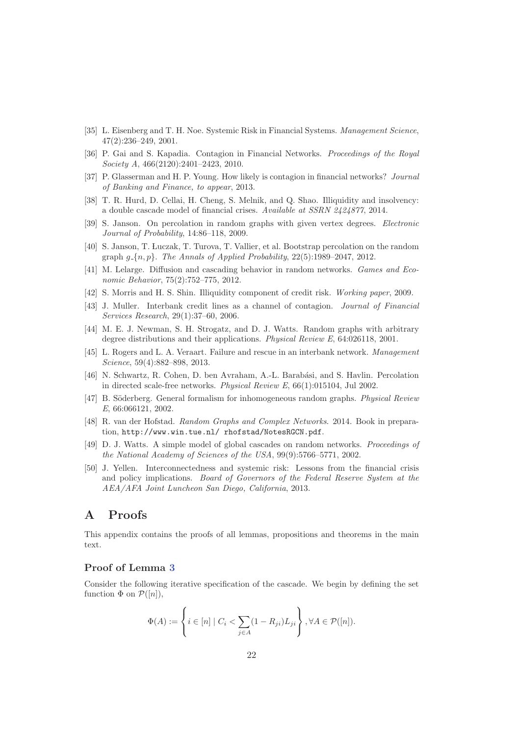[35] L. Eisenberg and T. H. Noe. Systemic Risk in Financial Systems. *Management Science*, 47(2):236–249, 2001.

[36] P. Gai and S. Kapadia. Contagion in Financial Networks. *Proceedings of the Royal Society A*, 466(2120):2401–2423, 2010.

[37] P. Glasserman and H. P. Young. How likely is contagion in financial networks? *Journal of Banking and Finance, to appear*, 2013.

[38] T. R. Hurd, D. Cellai, H. Cheng, S. Melnik, and Q. Shao. Illiquidity and insolvency: a double cascade model of financial crises. *Available at SSRN 2424877*, 2014.

[39] S. Janson. On percolation in random graphs with given vertex degrees. *Electronic Journal of Probability*, 14:86–118, 2009.

[40] S. Janson, T. Łuczak, T. Turova, T. Vallier, et al. Bootstrap percolation on the random graph $g\_\{n, p\}$. *The Annals of Applied Probability*, 22(5):1989–2047, 2012.

[41] M. Lelarge. Diffusion and cascading behavior in random networks. *Games and Economic Behavior*, 75(2):752–775, 2012.

[42] S. Morris and H. S. Shin. Illiquidity component of credit risk. *Working paper*, 2009.

[43] J. Muller. Interbank credit lines as a channel of contagion. *Journal of Financial Services Research*, 29(1):37–60, 2006.

[44] M. E. J. Newman, S. H. Strogatz, and D. J. Watts. Random graphs with arbitrary degree distributions and their applications. *Physical Review E*, 64:026118, 2001.

[45] L. Rogers and L. A. Veraart. Failure and rescue in an interbank network. *Management Science*, 59(4):882–898, 2013.

[46] N. Schwartz, R. Cohen, D. ben Avraham, A.-L. Barabási, and S. Havlin. Percolation in directed scale-free networks. *Physical Review E*, 66(1):015104, Jul 2002.

[47] B. Söderberg. General formalism for inhomogeneous random graphs. *Physical Review E*, 66:066121, 2002.

[48] R. van der Hofstad. *Random Graphs and Complex Networks*. 2014. Book in preparation, http://www.win.tue.nl/ rhofstad/NotesRGCN.pdf.

[49] D. J. Watts. A simple model of global cascades on random networks. *Proceedings of the National Academy of Sciences of the USA*, 99(9):5766–5771, 2002.

[50] J. Yellen. Interconnectedness and systemic risk: Lessons from the financial crisis and policy implications. *Board of Governors of the Federal Reserve System at the AEA/AFA Joint Luncheon San Diego, California*, 2013.

# A Proofs

This appendix contains the proofs of all lemmas, propositions and theorems in the main text.

### Proof of Lemma 3

Consider the following iterative specification of the cascade. We begin by defining the set function $\Phi$ on $\mathcal{P}([n])$,

$$\Phi(A) := \left\{ i \in [n] \mid C_i < \sum_{j \in A} (1 - R_{ji}) L_{ji} \right\}, \forall A \in \mathcal{P}([n]).$$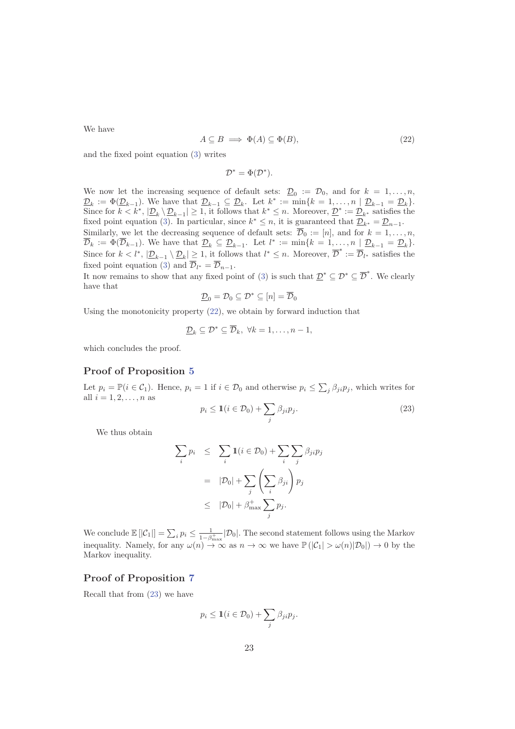We have

$$A \subseteq B \implies \Phi(A) \subseteq \Phi(B), \tag{22}$$

and the fixed point equation (3) writes

$$\mathcal{D}^* = \Phi(\mathcal{D}^*).$$

We now let the increasing sequence of default sets: $\underline{\mathcal{D}}_0 := \mathcal{D}_0$, and for $k = 1, \ldots, n$, $\underline{\mathcal{D}}_k := \Phi(\underline{\mathcal{D}}_{k-1})$. We have that $\underline{\mathcal{D}}_{k-1} \subseteq \underline{\mathcal{D}}_k$. Let $k^* := \min\{k = 1, \ldots, n \mid \underline{\mathcal{D}}_{k-1} = \underline{\mathcal{D}}_k\}$. Since for $k < k^*$, $|\underline{\mathcal{D}}_k \setminus \underline{\mathcal{D}}_{k-1}| \geq 1$, it follows that $k^* \leq n$. Moreover, $\underline{\mathcal{D}}^* := \underline{\mathcal{D}}_{k^*}$ satisfies the fixed point equation (3). In particular, since $k^* \leq n$, it is guaranteed that $\underline{\mathcal{D}}_{k^*} = \underline{\mathcal{D}}_{n-1}$.
Similarly, we let the decreasing sequence of default sets: $\overline{\mathcal{D}}_0 := [n]$, and for $k = 1, \ldots, n$, $\overline{\mathcal{D}}_k := \Phi(\overline{\mathcal{D}}_{k-1})$. We have that $\underline{\mathcal{D}}_k \subseteq \underline{\mathcal{D}}_{k-1}$. Let $l^* := \min\{k = 1, \ldots, n \mid \underline{\mathcal{D}}_{k-1} = \underline{\mathcal{D}}_k\}$. Since for $k < l^*$, $|\underline{\mathcal{D}}_{k-1} \setminus \underline{\mathcal{D}}_k| \geq 1$, it follows that $l^* \leq n$. Moreover, $\overline{\mathcal{D}}^* := \overline{\mathcal{D}}_{l^*}$ satisfies the fixed point equation (3) and $\overline{\mathcal{D}}_{l^*} = \overline{\mathcal{D}}_{n-1}$.
It now remains to show that any fixed point of (3) is such that $\underline{\mathcal{D}}^* \subseteq \mathcal{D}^* \subseteq \overline{\mathcal{D}}^*$. We clearly have that

$$\underline{\mathcal{D}}_0 = \mathcal{D}_0 \subseteq \mathcal{D}^* \subseteq [n] = \overline{\mathcal{D}}_0$$

Using the monotonicity property (22), we obtain by forward induction that

$$\underline{\mathcal{D}}_k \subseteq \mathcal{D}^* \subseteq \overline{\mathcal{D}}_k, \ \forall k = 1, \ldots, n-1,$$

which concludes the proof.

## Proof of Proposition 5

Let $p_i = \mathbb{P}(i \in \mathcal{C}_1)$. Hence, $p_i = 1$ if $i \in \mathcal{D}_0$ and otherwise $p_i \leq \sum_j \beta_{ji} p_j$, which writes for all $i = 1, 2, \ldots, n$ as

$$p_i \leq \mathbb{1}(i \in \mathcal{D}_0) + \sum_j \beta_{ji} p_j. \tag{23}$$

We thus obtain

$$\begin{aligned}
\sum_i p_i &\leq \sum_i \mathbb{1}(i \in \mathcal{D}_0) + \sum_i \sum_j \beta_{ji} p_j \\
&= |\mathcal{D}_0| + \sum_j \left( \sum_i \beta_{ji} \right) p_j \\
&\leq |\mathcal{D}_0| + \beta^+_{\max} \sum_j p_j.
\end{aligned}$$

We conclude $\mathbb{E}\left[|\mathcal{C}_1|\right] = \sum_i p_i \leq \frac{1}{1-\beta^+_{\max}} |\mathcal{D}_0|$. The second statement follows using the Markov inequality. Namely, for any $\omega(n) \to \infty$ as $n \to \infty$ we have $\mathbb{P}\left(|\mathcal{C}_1| > \omega(n)|\mathcal{D}_0|\right) \to 0$ by the Markov inequality.

## Proof of Proposition 7

Recall that from (23) we have

$$p_i \leq \mathbb{1}(i \in \mathcal{D}_0) + \sum_j \beta_{ji} p_j.$$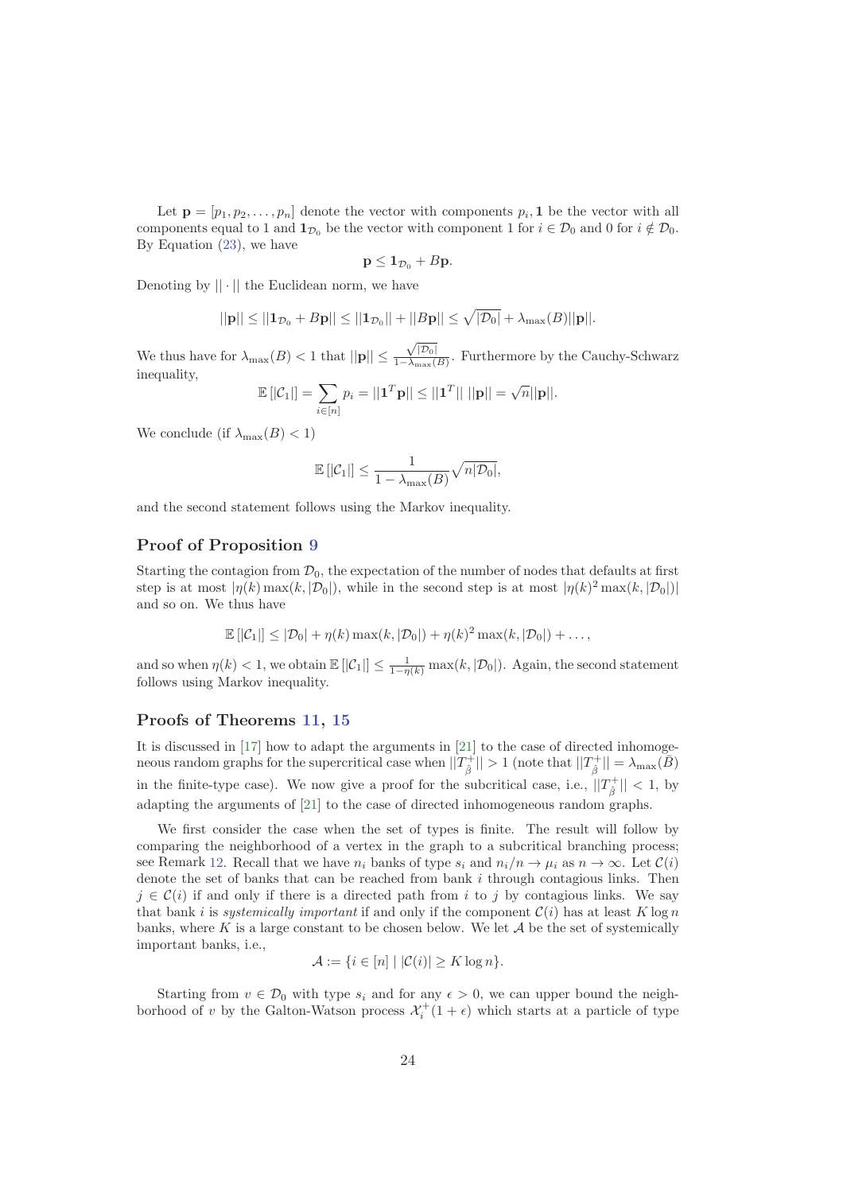Let $\mathbf{p} = [p_1, p_2, \ldots, p_n]$ denote the vector with components $p_i$, $\mathbf{1}$ be the vector with all components equal to 1 and $\mathbf{1}_{\mathcal{D}_0}$ be the vector with component 1 for $i \in \mathcal{D}_0$ and 0 for $i \notin \mathcal{D}_0$. By Equation (23), we have

$$\mathbf{p} \leq \mathbf{1}_{\mathcal{D}_0} + B\mathbf{p}.$$

Denoting by $||\cdot||$ the Euclidean norm, we have

$$||\mathbf{p}|| \leq ||\mathbf{1}_{\mathcal{D}_0} + B\mathbf{p}|| \leq ||\mathbf{1}_{\mathcal{D}_0}|| + ||B\mathbf{p}|| \leq \sqrt{|\mathcal{D}_0|} + \lambda_{\max}(B)||\mathbf{p}||.$$

We thus have for $\lambda_{\max}(B) < 1$ that $||\mathbf{p}|| \leq \frac{\sqrt{|\mathcal{D}_0|}}{1-\lambda_{\max}(B)}$. Furthermore by the Cauchy-Schwarz inequality,

$$\mathbb{E}\left[|\mathcal{C}_1|\right] = \sum_{i\in[n]} p_i = ||\mathbf{1}^T\mathbf{p}|| \leq ||\mathbf{1}^T||\ ||\mathbf{p}|| = \sqrt{n}||\mathbf{p}||.$$

We conclude (if $\lambda_{\max}(B) < 1$)

$$\mathbb{E}\left[|\mathcal{C}_1|\right] \leq \frac{1}{1-\lambda_{\max}(B)}\sqrt{n|\mathcal{D}_0|},$$

and the second statement follows using the Markov inequality.

### Proof of Proposition 9

Starting the contagion from $\mathcal{D}_0$, the expectation of the number of nodes that defaults at first step is at most $|\eta(k)\max(k, |\mathcal{D}_0|)$, while in the second step is at most $|\eta(k)^2\max(k, |\mathcal{D}_0|)|$ and so on. We thus have

$$\mathbb{E}\left[|\mathcal{C}_1|\right] \leq |\mathcal{D}_0| + \eta(k)\max(k, |\mathcal{D}_0|) + \eta(k)^2\max(k, |\mathcal{D}_0|) + \ldots,$$

and so when $\eta(k) < 1$, we obtain $\mathbb{E}\left[|\mathcal{C}_1|\right] \leq \frac{1}{1-\eta(k)}\max(k, |\mathcal{D}_0|)$. Again, the second statement follows using Markov inequality.

### Proofs of Theorems 11, 15

It is discussed in [17] how to adapt the arguments in [21] to the case of directed inhomogeneous random graphs for the supercritical case when $||T_{\bar{\beta}}^+|| > 1$ (note that $||T_{\bar{\beta}}^+|| = \lambda_{\max}(\bar{B})$ in the finite-type case). We now give a proof for the subcritical case, i.e., $||T_{\bar{\beta}}^+|| < 1$, by adapting the arguments of [21] to the case of directed inhomogeneous random graphs.

We first consider the case when the set of types is finite. The result will follow by comparing the neighborhood of a vertex in the graph to a subcritical branching process; see Remark 12. Recall that we have $n_i$ banks of type $s_i$ and $n_i/n \to \mu_i$ as $n \to \infty$. Let $\mathcal{C}(i)$ denote the set of banks that can be reached from bank $i$ through contagious links. Then $j \in \mathcal{C}(i)$ if and only if there is a directed path from $i$ to $j$ by contagious links. We say that bank $i$ is *systemically important* if and only if the component $\mathcal{C}(i)$ has at least $K\log n$ banks, where $K$ is a large constant to be chosen below. We let $\mathcal{A}$ be the set of systemically important banks, i.e.,

$$\mathcal{A} := \{i \in [n] \mid |\mathcal{C}(i)| \geq K\log n\}.$$

Starting from $v \in \mathcal{D}_0$ with type $s_i$ and for any $\epsilon > 0$, we can upper bound the neighborhood of $v$ by the Galton-Watson process $\mathcal{X}_i^+(1+\epsilon)$ which starts at a particle of type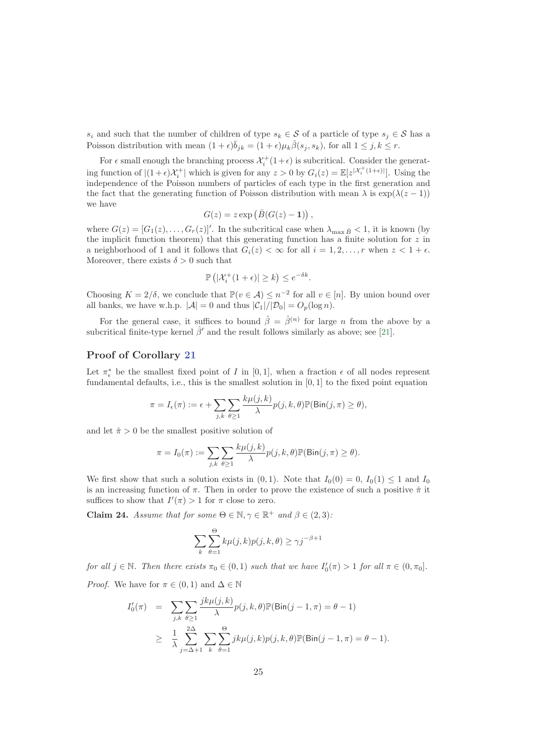$s_i$ and such that the number of children of type $s_k \in \mathcal{S}$ of a particle of type $s_j \in \mathcal{S}$ has a Poisson distribution with mean $(1+\epsilon)\bar{b}_{jk} = (1+\epsilon)\mu_k \hat{\beta}(s_j, s_k)$, for all $1 \le j, k \le r$.

For $\epsilon$ small enough the branching process $\mathcal{X}_i^+(1+\epsilon)$ is subcritical. Consider the generating function of $|(1+\epsilon)\mathcal{X}_i^+|$ which is given for any $z > 0$ by $G_i(z) = \mathbb{E}[z^{|\mathcal{X}_i^+(1+\epsilon)|}]$. Using the independence of the Poisson numbers of particles of each type in the first generation and the fact that the generating function of Poisson distribution with mean $\lambda$ is $\exp(\lambda(z-1))$ we have

$$G(z) = z \exp\left(\bar{B}(G(z) - \mathbf{1})\right),$$

where $G(z) = [G_1(z), \ldots, G_r(z)]'$. In the subcritical case when $\lambda_{\max \bar{B}} < 1$, it is known (by the implicit function theorem) that this generating function has a finite solution for $z$ in a neighborhood of 1 and it follows that $G_i(z) < \infty$ for all $i = 1, 2, \ldots, r$ when $z < 1+\epsilon$. Moreover, there exists $\delta > 0$ such that

$$\mathbb{P}\left(|\mathcal{X}_i^+(1+\epsilon)| \ge k\right) \le e^{-\delta k}.$$

Choosing $K = 2/\delta$, we conclude that $\mathbb{P}(v \in \mathcal{A}) \le n^{-2}$ for all $v \in [n]$. By union bound over all banks, we have w.h.p. $|\mathcal{A}| = 0$ and thus $|\mathcal{C}_1|/|\mathcal{D}_0| = O_p(\log n)$.

For the general case, it suffices to bound $\hat{\beta} = \hat{\beta}^{(n)}$ for large $n$ from the above by a subcritical finite-type kernel $\hat{\beta}'$ and the result follows similarly as above; see [21].

## Proof of Corollary 21

Let $\pi_\epsilon^*$ be the smallest fixed point of $I$ in $[0,1]$, when a fraction $\epsilon$ of all nodes represent fundamental defaults, i.e., this is the smallest solution in $[0,1]$ to the fixed point equation

$$\pi = I_\epsilon(\pi) := \epsilon + \sum_{j,k} \sum_{\theta \ge 1} \frac{k\mu(j,k)}{\lambda} p(j,k,\theta) \mathbb{P}(\mathsf{Bin}(j,\pi) \ge \theta),$$

and let $\hat{\pi} > 0$ be the smallest positive solution of

$$\pi = I_0(\pi) := \sum_{j,k} \sum_{\theta \ge 1} \frac{k\mu(j,k)}{\lambda} p(j,k,\theta) \mathbb{P}(\mathsf{Bin}(j,\pi) \ge \theta).$$

We first show that such a solution exists in $(0,1)$. Note that $I_0(0) = 0$, $I_0(1) \le 1$ and $I_0$ is an increasing function of $\pi$. Then in order to prove the existence of such a positive $\hat{\pi}$ it suffices to show that $I'(\pi) > 1$ for $\pi$ close to zero.

**Claim 24.** *Assume that for some $\Theta \in \mathbb{N}, \gamma \in \mathbb{R}^+$ and $\beta \in (2,3)$:*

$$\sum_k \sum_{\theta=1}^{\Theta} k\mu(j,k) p(j,k,\theta) \ge \gamma j^{-\beta+1}$$

*for all $j \in \mathbb{N}$. Then there exists $\pi_0 \in (0,1)$ such that we have $I_0'(\pi) > 1$ for all $\pi \in (0, \pi_0]$.*

*Proof.* We have for $\pi \in (0,1)$ and $\Delta \in \mathbb{N}$

$$\begin{aligned} I_0'(\pi) &= \sum_{j,k} \sum_{\theta \ge 1} \frac{jk\mu(j,k)}{\lambda} p(j,k,\theta) \mathbb{P}(\mathsf{Bin}(j-1,\pi) = \theta - 1) \\ &\ge \frac{1}{\lambda} \sum_{j=\Delta+1}^{2\Delta} \sum_k \sum_{\theta=1}^{\Theta} jk\mu(j,k) p(j,k,\theta) \mathbb{P}(\mathsf{Bin}(j-1,\pi) = \theta - 1). \end{aligned}$$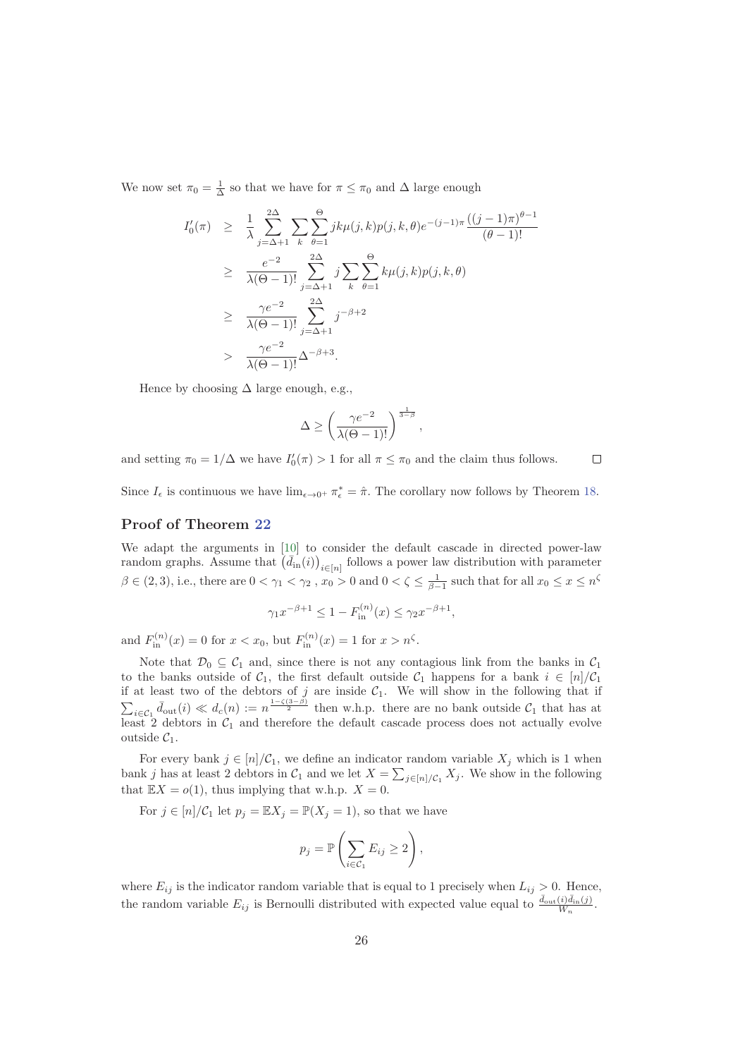We now set $\pi_0 = \frac{1}{\Delta}$ so that we have for $\pi \le \pi_0$ and $\Delta$ large enough

$$
\begin{aligned}
I_0'(\pi) &\ge \frac{1}{\lambda} \sum_{j=\Delta+1}^{2\Delta} \sum_k \sum_{\theta=1}^{\Theta} jk\mu(j,k)p(j,k,\theta)e^{-(j-1)\pi}\frac{((j-1)\pi)^{\theta-1}}{(\theta-1)!} \\
&\ge \frac{e^{-2}}{\lambda(\Theta-1)!} \sum_{j=\Delta+1}^{2\Delta} j \sum_k \sum_{\theta=1}^{\Theta} k\mu(j,k)p(j,k,\theta) \\
&\ge \frac{\gamma e^{-2}}{\lambda(\Theta-1)!} \sum_{j=\Delta+1}^{2\Delta} j^{-\beta+2} \\
&> \frac{\gamma e^{-2}}{\lambda(\Theta-1)!} \Delta^{-\beta+3}.
\end{aligned}
$$

Hence by choosing $\Delta$ large enough, e.g.,

$$
\Delta \ge \left(\frac{\gamma e^{-2}}{\lambda(\Theta-1)!}\right)^{\frac{1}{3-\beta}},
$$

and setting $\pi_0 = 1/\Delta$ we have $I_0'(\pi) > 1$ for all $\pi \le \pi_0$ and the claim thus follows. □

Since $I_\epsilon$ is continuous we have $\lim_{\epsilon \to 0^+} \pi_\epsilon^* = \hat{\pi}$. The corollary now follows by Theorem 18.

## Proof of Theorem 22

We adapt the arguments in [10] to consider the default cascade in directed power-law random graphs. Assume that $\left(\bar{d}_{\text{in}}(i)\right)_{i\in[n]}$ follows a power law distribution with parameter $\beta \in (2,3)$, i.e., there are $0 < \gamma_1 < \gamma_2$ , $x_0 > 0$ and $0 < \zeta \le \frac{1}{\beta-1}$ such that for all $x_0 \le x \le n^\zeta$

$$
\gamma_1 x^{-\beta+1} \le 1 - F_{\text{in}}^{(n)}(x) \le \gamma_2 x^{-\beta+1},
$$

and $F_{\text{in}}^{(n)}(x) = 0$ for $x < x_0$, but $F_{\text{in}}^{(n)}(x) = 1$ for $x > n^\zeta$.

Note that $\mathcal{D}_0 \subseteq \mathcal{C}_1$ and, since there is not any contagious link from the banks in $\mathcal{C}_1$ to the banks outside of $\mathcal{C}_1$, the first default outside $\mathcal{C}_1$ happens for a bank $i \in [n]/\mathcal{C}_1$ if at least two of the debtors of $j$ are inside $\mathcal{C}_1$. We will show in the following that if $\sum_{i\in\mathcal{C}_1} \bar{d}_{\text{out}}(i) \ll d_c(n) := n^{\frac{1-\zeta(3-\beta)}{2}}$ then w.h.p. there are no bank outside $\mathcal{C}_1$ that has at least 2 debtors in $\mathcal{C}_1$ and therefore the default cascade process does not actually evolve outside $\mathcal{C}_1$.

For every bank $j \in [n]/\mathcal{C}_1$, we define an indicator random variable $X_j$ which is 1 when bank $j$ has at least 2 debtors in $\mathcal{C}_1$ and we let $X = \sum_{j\in[n]/\mathcal{C}_1} X_j$. We show in the following that $\mathbb{E}X = o(1)$, thus implying that w.h.p. $X = 0$.

For $j \in [n]/\mathcal{C}_1$ let $p_j = \mathbb{E}X_j = \mathbb{P}(X_j = 1)$, so that we have

$$
p_j = \mathbb{P}\left(\sum_{i\in\mathcal{C}_1} E_{ij} \ge 2\right),
$$

where $E_{ij}$ is the indicator random variable that is equal to 1 precisely when $L_{ij} > 0$. Hence, the random variable $E_{ij}$ is Bernoulli distributed with expected value equal to $\frac{\bar{d}_{\text{out}}(i)\bar{d}_{\text{in}}(j)}{W_n}$.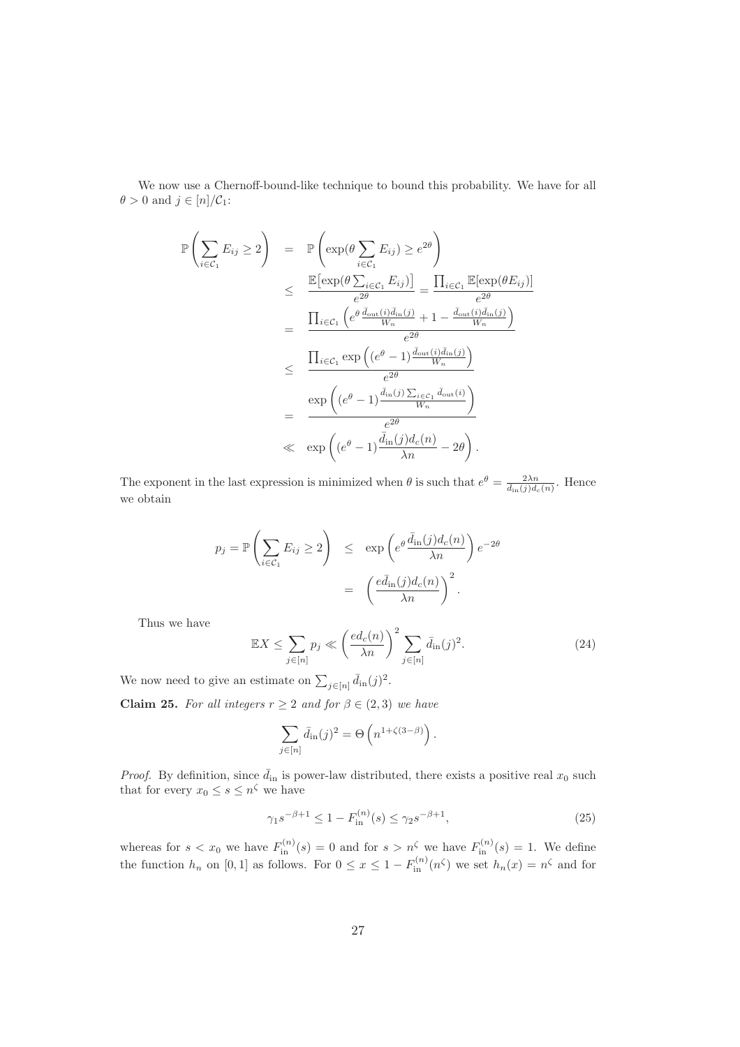We now use a Chernoff-bound-like technique to bound this probability. We have for all $\theta > 0$ and $j \in [n]/\mathcal{C}_1$:

$$
\begin{aligned}
\mathbb{P}\left(\sum_{i\in\mathcal{C}_1} E_{ij} \geq 2\right) &= \mathbb{P}\left(\exp(\theta \sum_{i\in\mathcal{C}_1} E_{ij}) \geq e^{2\theta}\right) \\
&\leq \frac{\mathbb{E}\left[\exp(\theta \sum_{i\in\mathcal{C}_1} E_{ij})\right]}{e^{2\theta}} = \frac{\prod_{i\in\mathcal{C}_1} \mathbb{E}[\exp(\theta E_{ij})]}{e^{2\theta}} \\
&= \frac{\prod_{i\in\mathcal{C}_1}\left(e^{\theta \frac{\bar{d}_{\mathrm{out}}(i)\bar{d}_{\mathrm{in}}(j)}{W_n}} + 1 - \frac{\bar{d}_{\mathrm{out}}(i)\bar{d}_{\mathrm{in}}(j)}{W_n}\right)}{e^{2\theta}} \\
&\leq \frac{\prod_{i\in\mathcal{C}_1}\exp\left((e^\theta - 1)\frac{\bar{d}_{\mathrm{out}}(i)\bar{d}_{\mathrm{in}}(j)}{W_n}\right)}{e^{2\theta}} \\
&= \frac{\exp\left((e^\theta - 1)\frac{\bar{d}_{\mathrm{in}}(j)\sum_{i\in\mathcal{C}_1}\bar{d}_{\mathrm{out}}(i)}{W_n}\right)}{e^{2\theta}} \\
&\ll \exp\left((e^\theta - 1)\frac{\bar{d}_{\mathrm{in}}(j)d_c(n)}{\lambda n} - 2\theta\right).
\end{aligned}
$$

The exponent in the last expression is minimized when $\theta$ is such that $e^\theta = \frac{2\lambda n}{\bar{d}_{\mathrm{in}}(j)d_c(n)}$. Hence we obtain

$$
\begin{aligned}
p_j = \mathbb{P}\left(\sum_{i\in\mathcal{C}_1} E_{ij} \geq 2\right) &\leq \exp\left(e^\theta \frac{\bar{d}_{\mathrm{in}}(j)d_c(n)}{\lambda n}\right)e^{-2\theta} \\
&= \left(\frac{e\bar{d}_{\mathrm{in}}(j)d_c(n)}{\lambda n}\right)^2.
\end{aligned}
$$

Thus we have

$$
\mathbb{E}X \leq \sum_{j\in[n]} p_j \ll \left(\frac{ed_c(n)}{\lambda n}\right)^2 \sum_{j\in[n]} \bar{d}_{\mathrm{in}}(j)^2. \tag{24}
$$

We now need to give an estimate on $\sum_{j\in[n]} \bar{d}_{\mathrm{in}}(j)^2$.

**Claim 25.** *For all integers $r \geq 2$ and for $\beta \in (2,3)$ we have*

$$
\sum_{j\in[n]} \bar{d}_{\mathrm{in}}(j)^2 = \Theta\left(n^{1+\zeta(3-\beta)}\right).
$$

*Proof.* By definition, since $\bar{d}_{\mathrm{in}}$ is power-law distributed, there exists a positive real $x_0$ such that for every $x_0 \leq s \leq n^\zeta$ we have

$$
\gamma_1 s^{-\beta+1} \leq 1 - F_{\mathrm{in}}^{(n)}(s) \leq \gamma_2 s^{-\beta+1}, \tag{25}
$$

whereas for $s < x_0$ we have $F_{\mathrm{in}}^{(n)}(s) = 0$ and for $s > n^\zeta$ we have $F_{\mathrm{in}}^{(n)}(s) = 1$. We define the function $h_n$ on $[0,1]$ as follows. For $0 \leq x \leq 1 - F_{\mathrm{in}}^{(n)}(n^\zeta)$ we set $h_n(x) = n^\zeta$ and for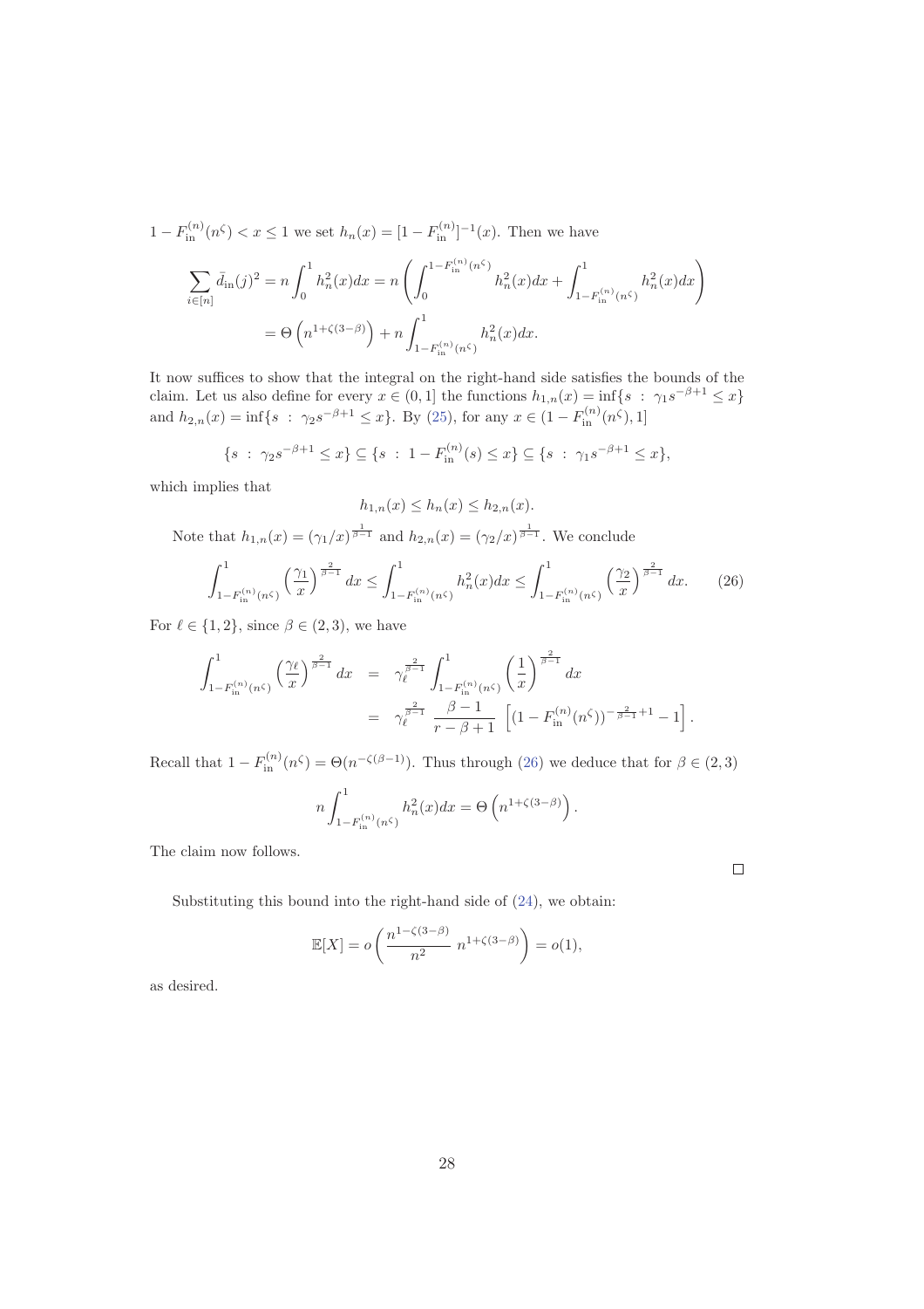$1 - F_{\rm in}^{(n)}(n^\zeta) < x \le 1$ we set $h_n(x) = [1 - F_{\rm in}^{(n)}]^{-1}(x)$. Then we have

$$\sum_{i\in[n]} \bar{d}_{\rm in}(j)^2 = n\int_0^1 h_n^2(x)dx = n\left(\int_0^{1-F_{\rm in}^{(n)}(n^\zeta)} h_n^2(x)dx + \int_{1-F_{\rm in}^{(n)}(n^\zeta)}^1 h_n^2(x)dx\right)$$
$$= \Theta\left(n^{1+\zeta(3-\beta)}\right) + n\int_{1-F_{\rm in}^{(n)}(n^\zeta)}^1 h_n^2(x)dx.$$

It now suffices to show that the integral on the right-hand side satisfies the bounds of the claim. Let us also define for every $x \in (0,1]$ the functions $h_{1,n}(x) = \inf\{s \,:\, \gamma_1 s^{-\beta+1} \le x\}$ and $h_{2,n}(x) = \inf\{s \,:\, \gamma_2 s^{-\beta+1} \le x\}$. By (25), for any $x \in (1 - F_{\rm in}^{(n)}(n^\zeta), 1]$

$$\{s \,:\, \gamma_2 s^{-\beta+1} \le x\} \subseteq \{s \,:\, 1 - F_{\rm in}^{(n)}(s) \le x\} \subseteq \{s \,:\, \gamma_1 s^{-\beta+1} \le x\},$$

which implies that

$$h_{1,n}(x) \le h_n(x) \le h_{2,n}(x).$$

Note that $h_{1,n}(x) = (\gamma_1/x)^{\frac{1}{\beta-1}}$ and $h_{2,n}(x) = (\gamma_2/x)^{\frac{1}{\beta-1}}$. We conclude

$$\int_{1-F_{\rm in}^{(n)}(n^\zeta)}^1 \left(\frac{\gamma_1}{x}\right)^{\frac{2}{\beta-1}} dx \le \int_{1-F_{\rm in}^{(n)}(n^\zeta)}^1 h_n^2(x)dx \le \int_{1-F_{\rm in}^{(n)}(n^\zeta)}^1 \left(\frac{\gamma_2}{x}\right)^{\frac{2}{\beta-1}} dx. \tag{26}$$

For $\ell \in \{1,2\}$, since $\beta \in (2,3)$, we have

$$\begin{aligned}
\int_{1-F_{\rm in}^{(n)}(n^\zeta)}^1 \left(\frac{\gamma_\ell}{x}\right)^{\frac{2}{\beta-1}} dx &= \gamma_\ell^{\frac{2}{\beta-1}} \int_{1-F_{\rm in}^{(n)}(n^\zeta)}^1 \left(\frac{1}{x}\right)^{\frac{2}{\beta-1}} dx \\
&= \gamma_\ell^{\frac{2}{\beta-1}} \; \frac{\beta-1}{r-\beta+1} \; \left[(1 - F_{\rm in}^{(n)}(n^\zeta))^{-\frac{2}{\beta-1}+1} - 1\right].
\end{aligned}$$

Recall that $1 - F_{\rm in}^{(n)}(n^\zeta) = \Theta(n^{-\zeta(\beta-1)})$. Thus through (26) we deduce that for $\beta \in (2,3)$

$$n\int_{1-F_{\rm in}^{(n)}(n^\zeta)}^1 h_n^2(x)dx = \Theta\left(n^{1+\zeta(3-\beta)}\right).$$

The claim now follows.

□

Substituting this bound into the right-hand side of (24), we obtain:

$$\mathbb{E}[X] = o\left(\frac{n^{1-\zeta(3-\beta)}}{n^2} \; n^{1+\zeta(3-\beta)}\right) = o(1),$$

as desired.